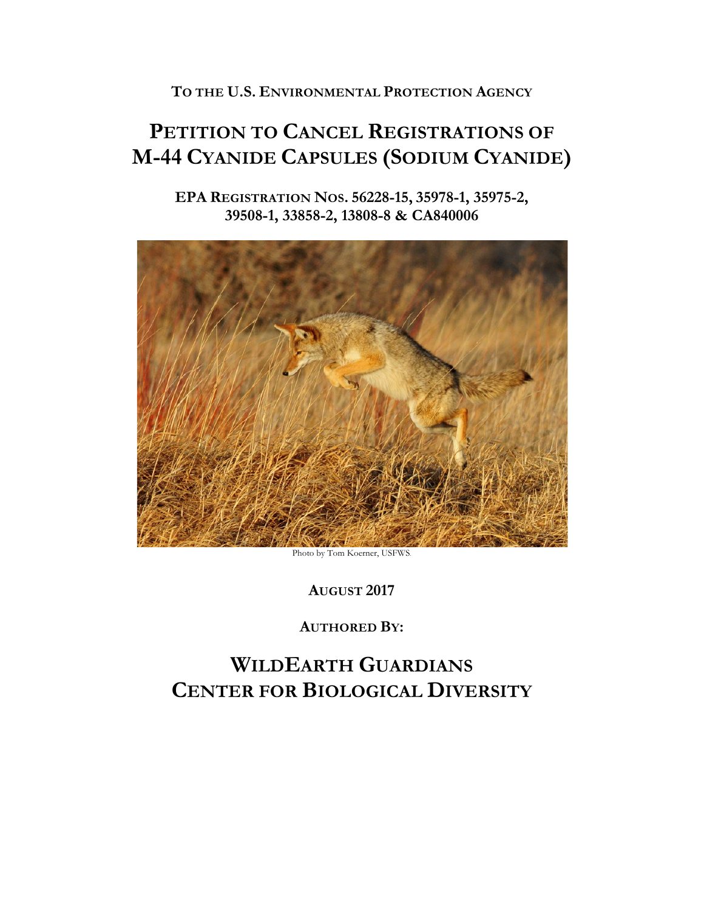**TO THE U.S. ENVIRONMENTAL PROTECTION AGENCY**

# PETITION TO CANCEL REGISTRATIONS OF M-44 CYANIDE CAPSULES (SODIUM CYANIDE)

**EPA REGISTRATION NOS. 56228-15, 35978-1, 35975-2, 39508-1, 33858-2, 13808-8 & CA840006**

Photo by Tom Koerner, USFWS.

**AUGUST 2017**

**AUTHORED BY:**

## WILDEARTH GUARDIANS
## CENTER FOR BIOLOGICAL DIVERSITY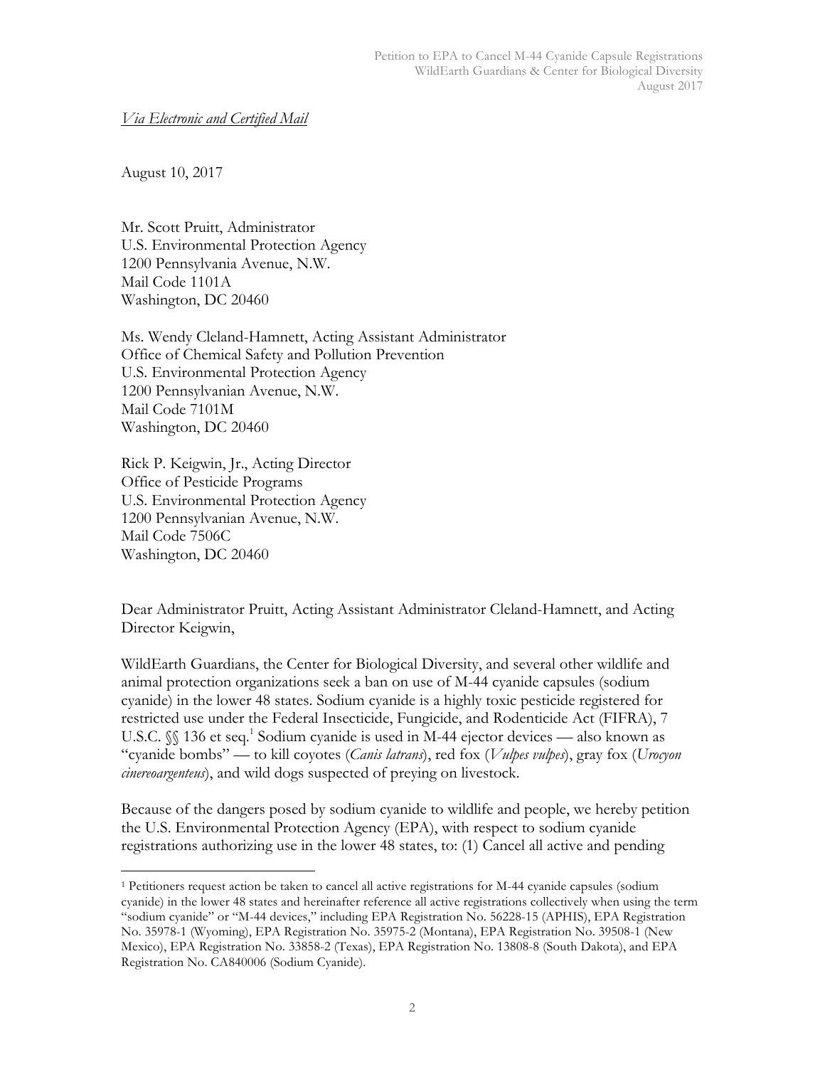*Via Electronic and Certified Mail*

August 10, 2017

Mr. Scott Pruitt, Administrator
U.S. Environmental Protection Agency
1200 Pennsylvania Avenue, N.W.
Mail Code 1101A
Washington, DC 20460

Ms. Wendy Cleland-Hamnett, Acting Assistant Administrator
Office of Chemical Safety and Pollution Prevention
U.S. Environmental Protection Agency
1200 Pennsylvanian Avenue, N.W.
Mail Code 7101M
Washington, DC 20460

Rick P. Keigwin, Jr., Acting Director
Office of Pesticide Programs
U.S. Environmental Protection Agency
1200 Pennsylvanian Avenue, N.W.
Mail Code 7506C
Washington, DC 20460

Dear Administrator Pruitt, Acting Assistant Administrator Cleland-Hamnett, and Acting Director Keigwin,

WildEarth Guardians, the Center for Biological Diversity, and several other wildlife and animal protection organizations seek a ban on use of M-44 cyanide capsules (sodium cyanide) in the lower 48 states. Sodium cyanide is a highly toxic pesticide registered for restricted use under the Federal Insecticide, Fungicide, and Rodenticide Act (FIFRA), 7 U.S.C. §§ 136 et seq.[1] Sodium cyanide is used in M-44 ejector devices — also known as "cyanide bombs" — to kill coyotes (*Canis latrans*), red fox (*Vulpes vulpes*), gray fox (*Urocyon cinereoargenteus*), and wild dogs suspected of preying on livestock.

Because of the dangers posed by sodium cyanide to wildlife and people, we hereby petition the U.S. Environmental Protection Agency (EPA), with respect to sodium cyanide registrations authorizing use in the lower 48 states, to: (1) Cancel all active and pending

[1] Petitioners request action be taken to cancel all active registrations for M-44 cyanide capsules (sodium cyanide) in the lower 48 states and hereinafter reference all active registrations collectively when using the term "sodium cyanide" or "M-44 devices," including EPA Registration No. 56228-15 (APHIS), EPA Registration No. 35978-1 (Wyoming), EPA Registration No. 35975-2 (Montana), EPA Registration No. 39508-1 (New Mexico), EPA Registration No. 33858-2 (Texas), EPA Registration No. 13808-8 (South Dakota), and EPA Registration No. CA840006 (Sodium Cyanide).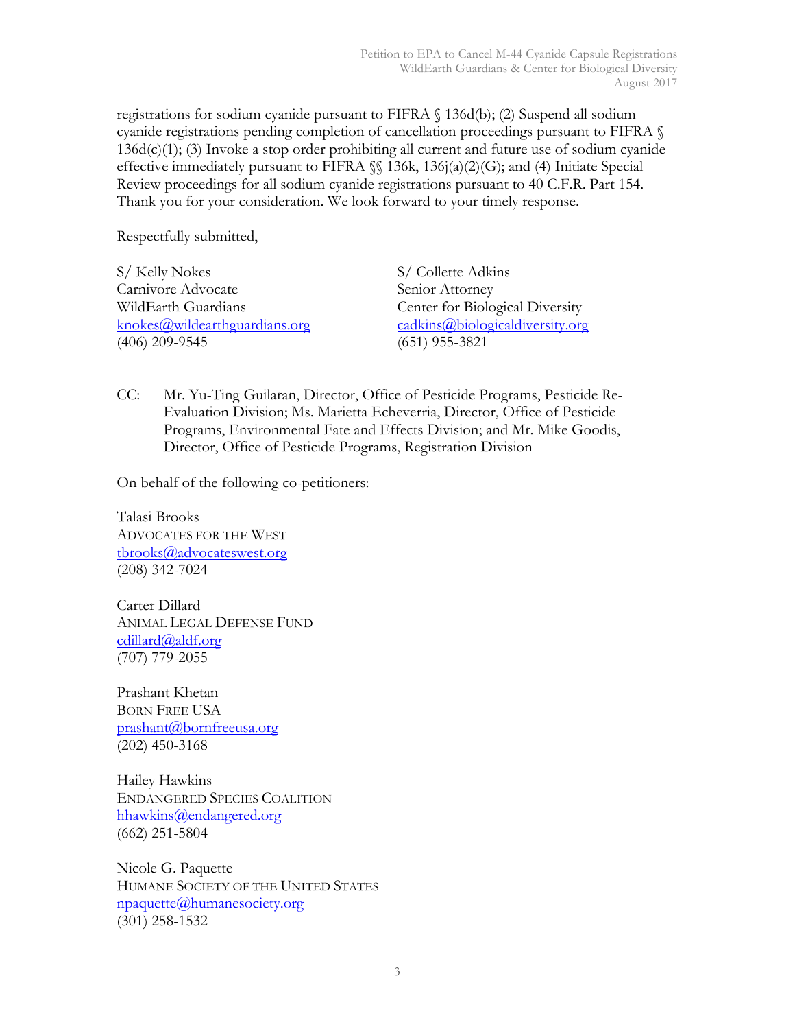registrations for sodium cyanide pursuant to FIFRA § 136d(b); (2) Suspend all sodium cyanide registrations pending completion of cancellation proceedings pursuant to FIFRA § 136d(c)(1); (3) Invoke a stop order prohibiting all current and future use of sodium cyanide effective immediately pursuant to FIFRA §§ 136k, 136j(a)(2)(G); and (4) Initiate Special Review proceedings for all sodium cyanide registrations pursuant to 40 C.F.R. Part 154. Thank you for your consideration. We look forward to your timely response.

Respectfully submitted,

S/ Kelly Nokes
Carnivore Advocate
WildEarth Guardians
knokes@wildearthguardians.org
(406) 209-9545

S/ Collette Adkins
Senior Attorney
Center for Biological Diversity
cadkins@biologicaldiversity.org
(651) 955-3821

CC: Mr. Yu-Ting Guilaran, Director, Office of Pesticide Programs, Pesticide Re-Evaluation Division; Ms. Marietta Echeverria, Director, Office of Pesticide Programs, Environmental Fate and Effects Division; and Mr. Mike Goodis, Director, Office of Pesticide Programs, Registration Division

On behalf of the following co-petitioners:

Talasi Brooks
ADVOCATES FOR THE WEST
tbrooks@advocateswest.org
(208) 342-7024

Carter Dillard
ANIMAL LEGAL DEFENSE FUND
cdillard@aldf.org
(707) 779-2055

Prashant Khetan
BORN FREE USA
prashant@bornfreeusa.org
(202) 450-3168

Hailey Hawkins
ENDANGERED SPECIES COALITION
hhawkins@endangered.org
(662) 251-5804

Nicole G. Paquette
HUMANE SOCIETY OF THE UNITED STATES
npaquette@humanesociety.org
(301) 258-1532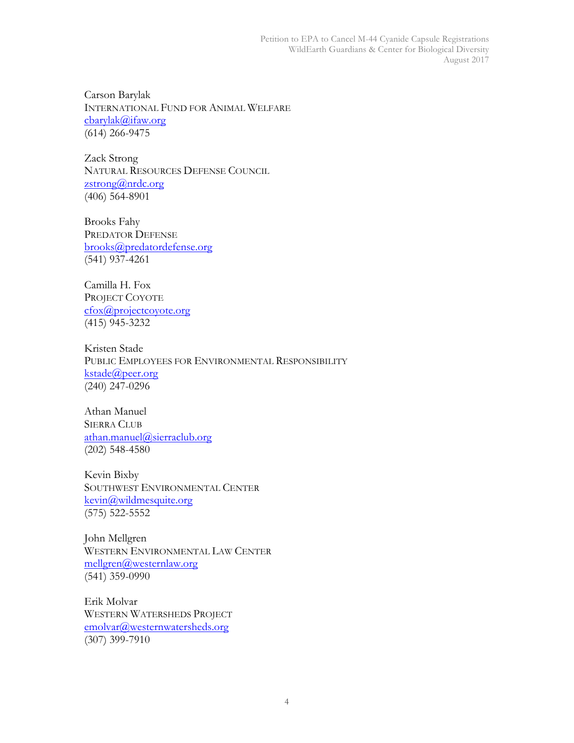Carson Barylak
INTERNATIONAL FUND FOR ANIMAL WELFARE
cbarylak@ifaw.org
(614) 266-9475

Zack Strong
NATURAL RESOURCES DEFENSE COUNCIL
zstrong@nrdc.org
(406) 564-8901

Brooks Fahy
PREDATOR DEFENSE
brooks@predatordefense.org
(541) 937-4261

Camilla H. Fox
PROJECT COYOTE
cfox@projectcoyote.org
(415) 945-3232

Kristen Stade
PUBLIC EMPLOYEES FOR ENVIRONMENTAL RESPONSIBILITY
kstade@peer.org
(240) 247-0296

Athan Manuel
SIERRA CLUB
athan.manuel@sierraclub.org
(202) 548-4580

Kevin Bixby
SOUTHWEST ENVIRONMENTAL CENTER
kevin@wildmesquite.org
(575) 522-5552

John Mellgren
WESTERN ENVIRONMENTAL LAW CENTER
mellgren@westernlaw.org
(541) 359-0990

Erik Molvar
WESTERN WATERSHEDS PROJECT
emolvar@westernwatersheds.org
(307) 399-7910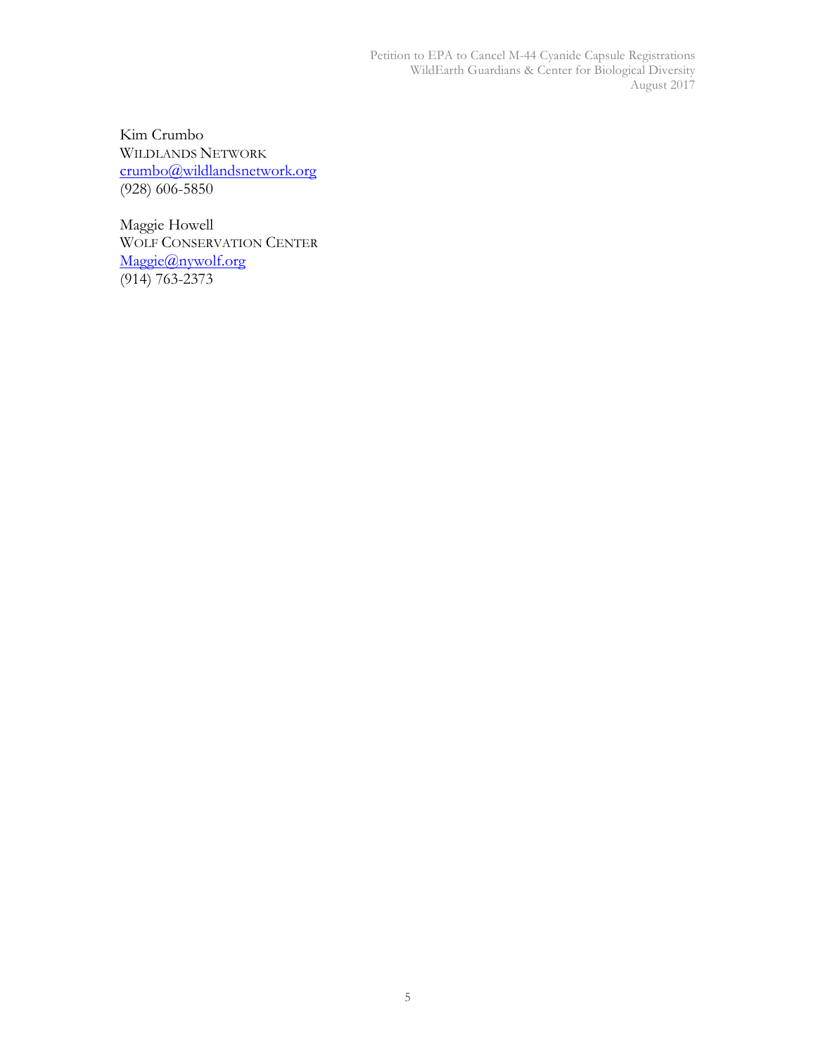Kim Crumbo
WILDLANDS NETWORK
crumbo@wildlandsnetwork.org
(928) 606-5850

Maggie Howell
WOLF CONSERVATION CENTER
Maggie@nywolf.org
(914) 763-2373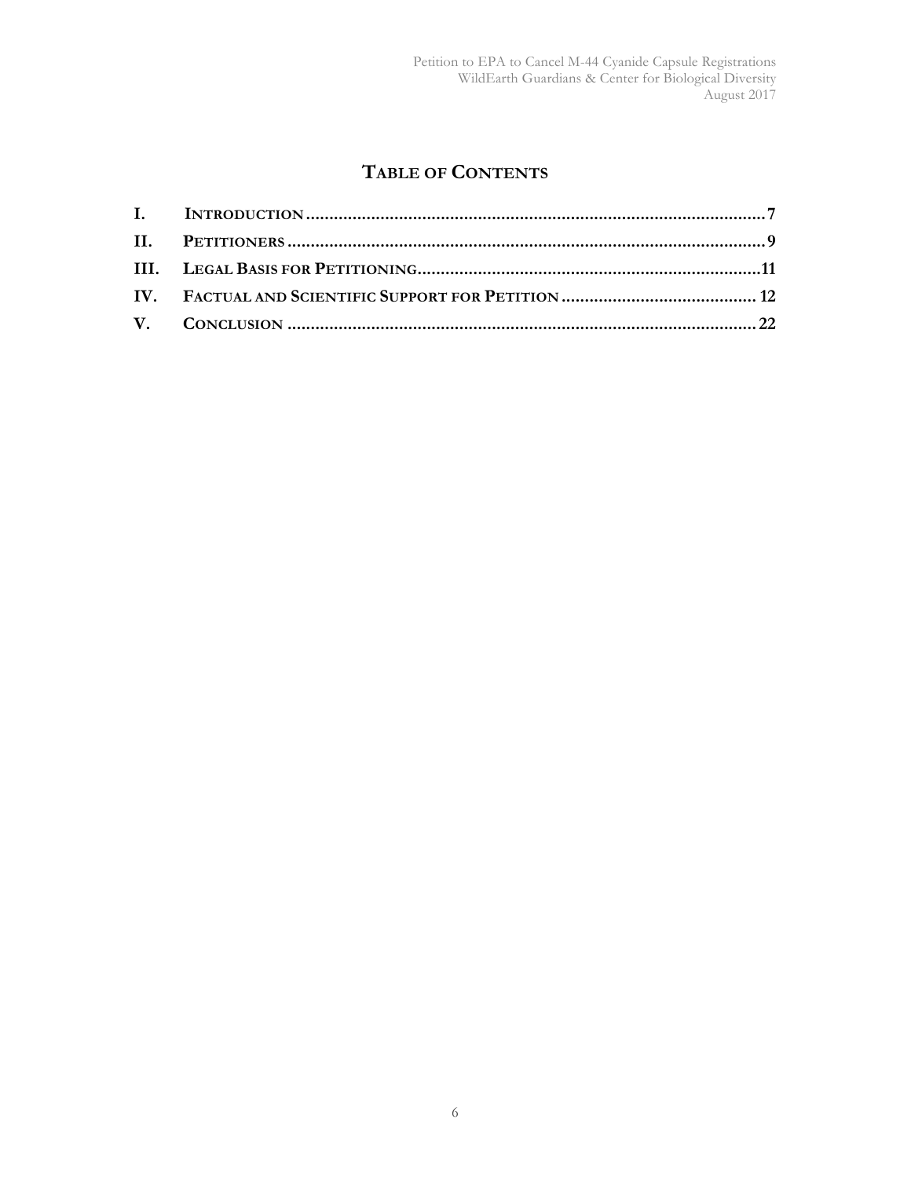# TABLE OF CONTENTS

| | | |
|---|---|---|
| **I.** | **INTRODUCTION** | **7** |
| **II.** | **PETITIONERS** | **9** |
| **III.** | **LEGAL BASIS FOR PETITIONING** | **11** |
| **IV.** | **FACTUAL AND SCIENTIFIC SUPPORT FOR PETITION** | **12** |
| **V.** | **CONCLUSION** | **22** |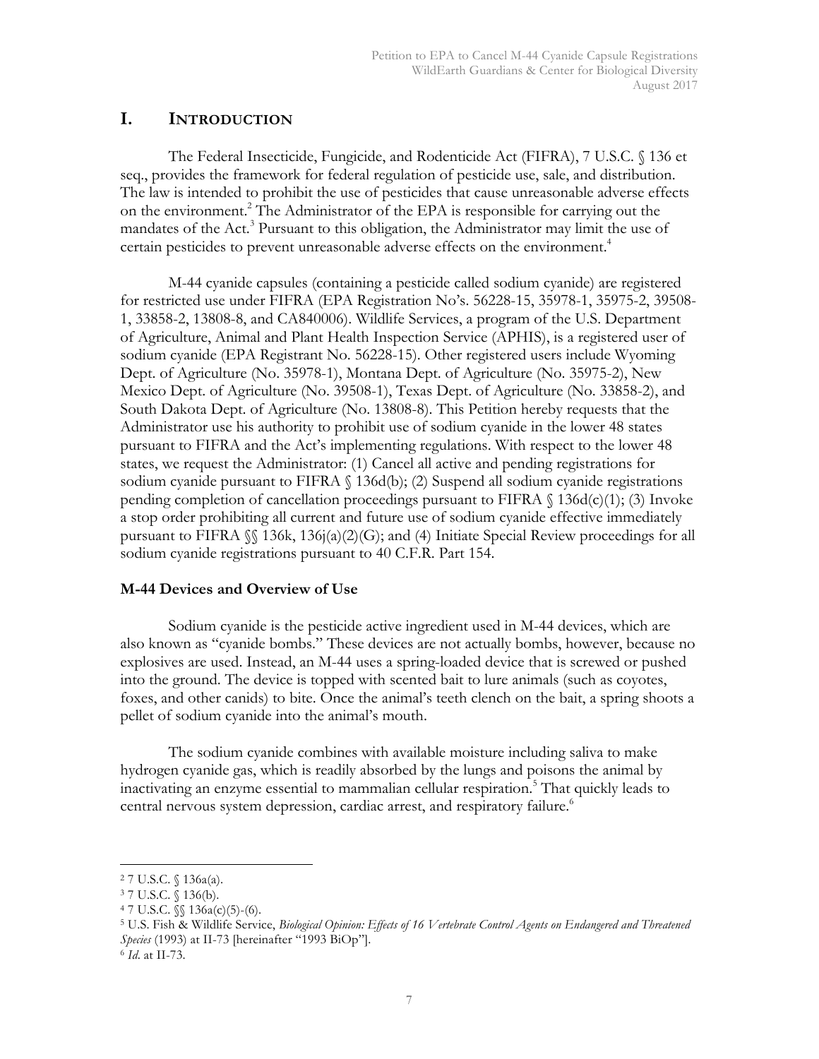# I. INTRODUCTION

The Federal Insecticide, Fungicide, and Rodenticide Act (FIFRA), 7 U.S.C. § 136 et seq., provides the framework for federal regulation of pesticide use, sale, and distribution. The law is intended to prohibit the use of pesticides that cause unreasonable adverse effects on the environment.[2] The Administrator of the EPA is responsible for carrying out the mandates of the Act.[3] Pursuant to this obligation, the Administrator may limit the use of certain pesticides to prevent unreasonable adverse effects on the environment.[4]

M-44 cyanide capsules (containing a pesticide called sodium cyanide) are registered for restricted use under FIFRA (EPA Registration No's. 56228-15, 35978-1, 35975-2, 39508-1, 33858-2, 13808-8, and CA840006). Wildlife Services, a program of the U.S. Department of Agriculture, Animal and Plant Health Inspection Service (APHIS), is a registered user of sodium cyanide (EPA Registrant No. 56228-15). Other registered users include Wyoming Dept. of Agriculture (No. 35978-1), Montana Dept. of Agriculture (No. 35975-2), New Mexico Dept. of Agriculture (No. 39508-1), Texas Dept. of Agriculture (No. 33858-2), and South Dakota Dept. of Agriculture (No. 13808-8). This Petition hereby requests that the Administrator use his authority to prohibit use of sodium cyanide in the lower 48 states pursuant to FIFRA and the Act's implementing regulations. With respect to the lower 48 states, we request the Administrator: (1) Cancel all active and pending registrations for sodium cyanide pursuant to FIFRA § 136d(b); (2) Suspend all sodium cyanide registrations pending completion of cancellation proceedings pursuant to FIFRA § 136d(c)(1); (3) Invoke a stop order prohibiting all current and future use of sodium cyanide effective immediately pursuant to FIFRA §§ 136k, 136j(a)(2)(G); and (4) Initiate Special Review proceedings for all sodium cyanide registrations pursuant to 40 C.F.R. Part 154.

**M-44 Devices and Overview of Use**

Sodium cyanide is the pesticide active ingredient used in M-44 devices, which are also known as "cyanide bombs." These devices are not actually bombs, however, because no explosives are used. Instead, an M-44 uses a spring-loaded device that is screwed or pushed into the ground. The device is topped with scented bait to lure animals (such as coyotes, foxes, and other canids) to bite. Once the animal's teeth clench on the bait, a spring shoots a pellet of sodium cyanide into the animal's mouth.

The sodium cyanide combines with available moisture including saliva to make hydrogen cyanide gas, which is readily absorbed by the lungs and poisons the animal by inactivating an enzyme essential to mammalian cellular respiration.[5] That quickly leads to central nervous system depression, cardiac arrest, and respiratory failure.[6]

---

[2] 7 U.S.C. § 136a(a).

[3] 7 U.S.C. § 136(b).

[4] 7 U.S.C. §§ 136a(c)(5)-(6).

[5] U.S. Fish & Wildlife Service, *Biological Opinion: Effects of 16 Vertebrate Control Agents on Endangered and Threatened Species* (1993) at II-73 [hereinafter "1993 BiOp"].

[6] *Id.* at II-73.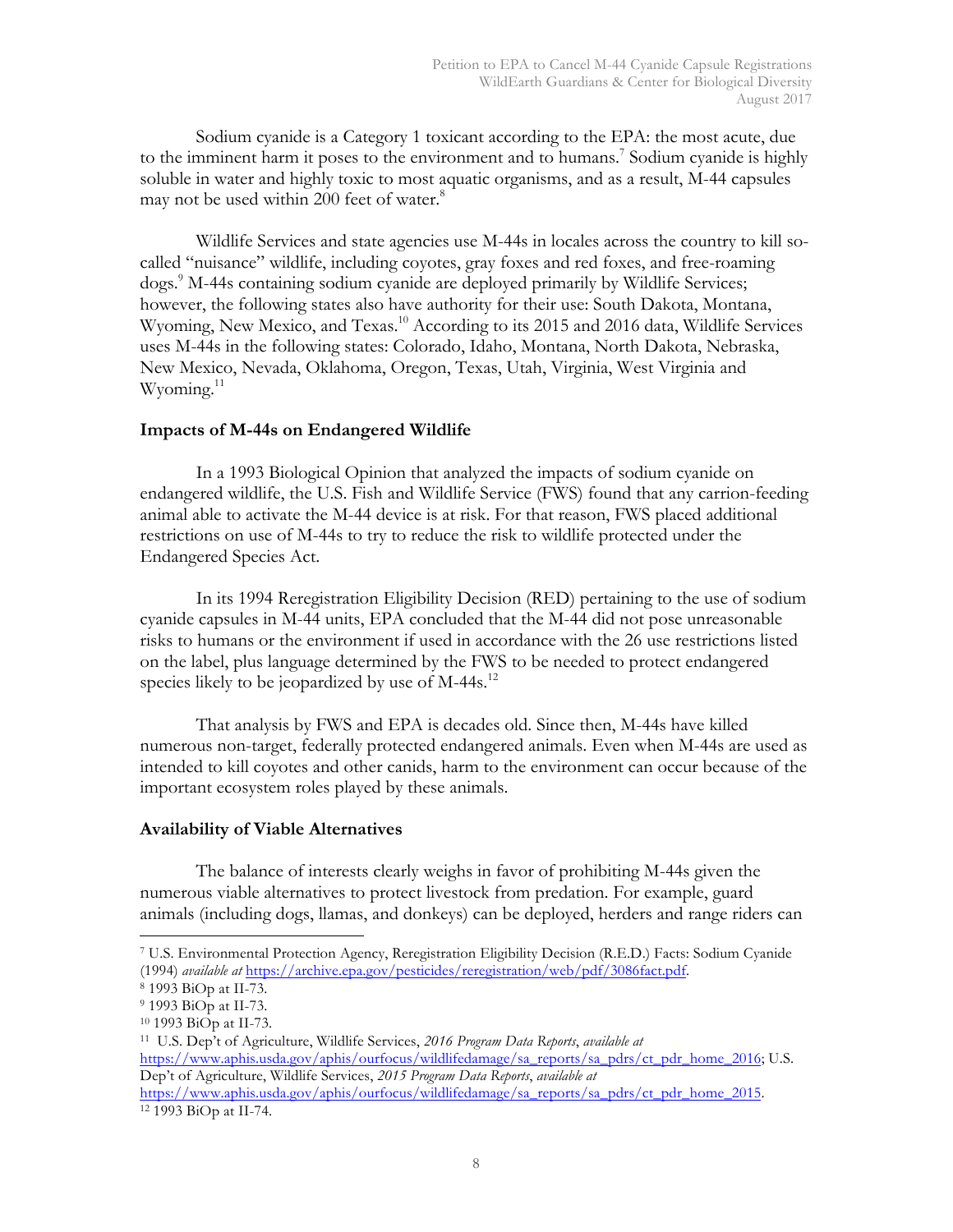Sodium cyanide is a Category 1 toxicant according to the EPA: the most acute, due to the imminent harm it poses to the environment and to humans.[7] Sodium cyanide is highly soluble in water and highly toxic to most aquatic organisms, and as a result, M-44 capsules may not be used within 200 feet of water.[8]

Wildlife Services and state agencies use M-44s in locales across the country to kill so-called "nuisance" wildlife, including coyotes, gray foxes and red foxes, and free-roaming dogs.[9] M-44s containing sodium cyanide are deployed primarily by Wildlife Services; however, the following states also have authority for their use: South Dakota, Montana, Wyoming, New Mexico, and Texas.[10] According to its 2015 and 2016 data, Wildlife Services uses M-44s in the following states: Colorado, Idaho, Montana, North Dakota, Nebraska, New Mexico, Nevada, Oklahoma, Oregon, Texas, Utah, Virginia, West Virginia and Wyoming.[11]

### Impacts of M-44s on Endangered Wildlife

In a 1993 Biological Opinion that analyzed the impacts of sodium cyanide on endangered wildlife, the U.S. Fish and Wildlife Service (FWS) found that any carrion-feeding animal able to activate the M-44 device is at risk. For that reason, FWS placed additional restrictions on use of M-44s to try to reduce the risk to wildlife protected under the Endangered Species Act.

In its 1994 Reregistration Eligibility Decision (RED) pertaining to the use of sodium cyanide capsules in M-44 units, EPA concluded that the M-44 did not pose unreasonable risks to humans or the environment if used in accordance with the 26 use restrictions listed on the label, plus language determined by the FWS to be needed to protect endangered species likely to be jeopardized by use of M-44s.[12]

That analysis by FWS and EPA is decades old. Since then, M-44s have killed numerous non-target, federally protected endangered animals. Even when M-44s are used as intended to kill coyotes and other canids, harm to the environment can occur because of the important ecosystem roles played by these animals.

### Availability of Viable Alternatives

The balance of interests clearly weighs in favor of prohibiting M-44s given the numerous viable alternatives to protect livestock from predation. For example, guard animals (including dogs, llamas, and donkeys) can be deployed, herders and range riders can

---

[7] U.S. Environmental Protection Agency, Reregistration Eligibility Decision (R.E.D.) Facts: Sodium Cyanide (1994) *available at* https://archive.epa.gov/pesticides/reregistration/web/pdf/3086fact.pdf.

[8] 1993 BiOp at II-73.

[9] 1993 BiOp at II-73.

[10] 1993 BiOp at II-73.

[11] U.S. Dep't of Agriculture, Wildlife Services, *2016 Program Data Reports*, *available at* https://www.aphis.usda.gov/aphis/ourfocus/wildlifedamage/sa_reports/sa_pdrs/ct_pdr_home_2016; U.S. Dep't of Agriculture, Wildlife Services, *2015 Program Data Reports*, *available at* https://www.aphis.usda.gov/aphis/ourfocus/wildlifedamage/sa_reports/sa_pdrs/ct_pdr_home_2015.

[12] 1993 BiOp at II-74.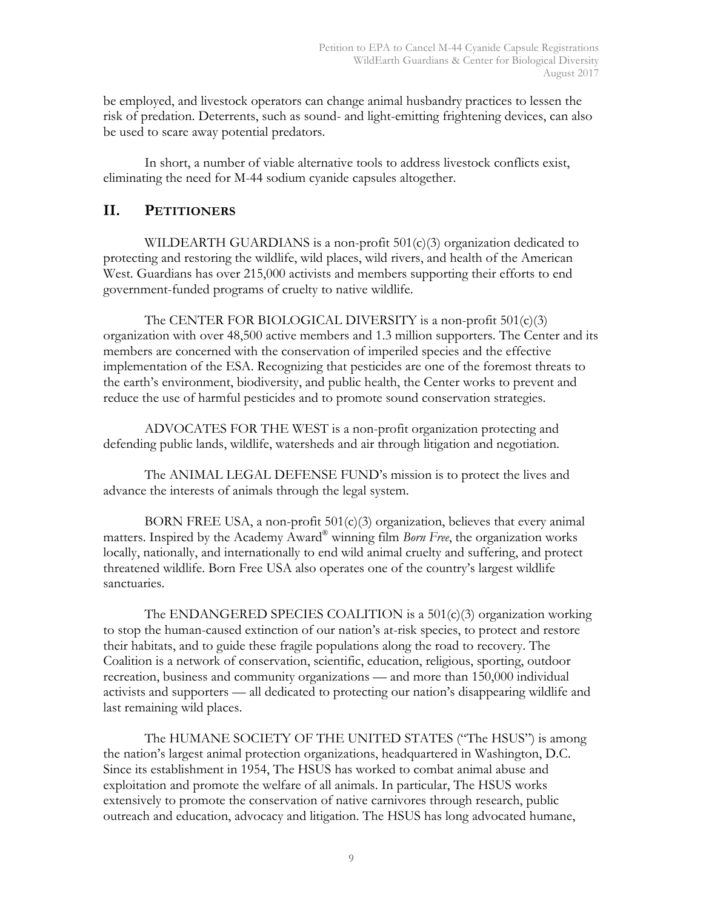be employed, and livestock operators can change animal husbandry practices to lessen the risk of predation. Deterrents, such as sound- and light-emitting frightening devices, can also be used to scare away potential predators.

In short, a number of viable alternative tools to address livestock conflicts exist, eliminating the need for M-44 sodium cyanide capsules altogether.

## II. PETITIONERS

WILDEARTH GUARDIANS is a non-profit 501(c)(3) organization dedicated to protecting and restoring the wildlife, wild places, wild rivers, and health of the American West. Guardians has over 215,000 activists and members supporting their efforts to end government-funded programs of cruelty to native wildlife.

The CENTER FOR BIOLOGICAL DIVERSITY is a non-profit 501(c)(3) organization with over 48,500 active members and 1.3 million supporters. The Center and its members are concerned with the conservation of imperiled species and the effective implementation of the ESA. Recognizing that pesticides are one of the foremost threats to the earth's environment, biodiversity, and public health, the Center works to prevent and reduce the use of harmful pesticides and to promote sound conservation strategies.

ADVOCATES FOR THE WEST is a non-profit organization protecting and defending public lands, wildlife, watersheds and air through litigation and negotiation.

The ANIMAL LEGAL DEFENSE FUND's mission is to protect the lives and advance the interests of animals through the legal system.

BORN FREE USA, a non-profit 501(c)(3) organization, believes that every animal matters. Inspired by the Academy Award® winning film *Born Free*, the organization works locally, nationally, and internationally to end wild animal cruelty and suffering, and protect threatened wildlife. Born Free USA also operates one of the country's largest wildlife sanctuaries.

The ENDANGERED SPECIES COALITION is a 501(c)(3) organization working to stop the human-caused extinction of our nation's at-risk species, to protect and restore their habitats, and to guide these fragile populations along the road to recovery. The Coalition is a network of conservation, scientific, education, religious, sporting, outdoor recreation, business and community organizations — and more than 150,000 individual activists and supporters — all dedicated to protecting our nation's disappearing wildlife and last remaining wild places.

The HUMANE SOCIETY OF THE UNITED STATES ("The HSUS") is among the nation's largest animal protection organizations, headquartered in Washington, D.C. Since its establishment in 1954, The HSUS has worked to combat animal abuse and exploitation and promote the welfare of all animals. In particular, The HSUS works extensively to promote the conservation of native carnivores through research, public outreach and education, advocacy and litigation. The HSUS has long advocated humane,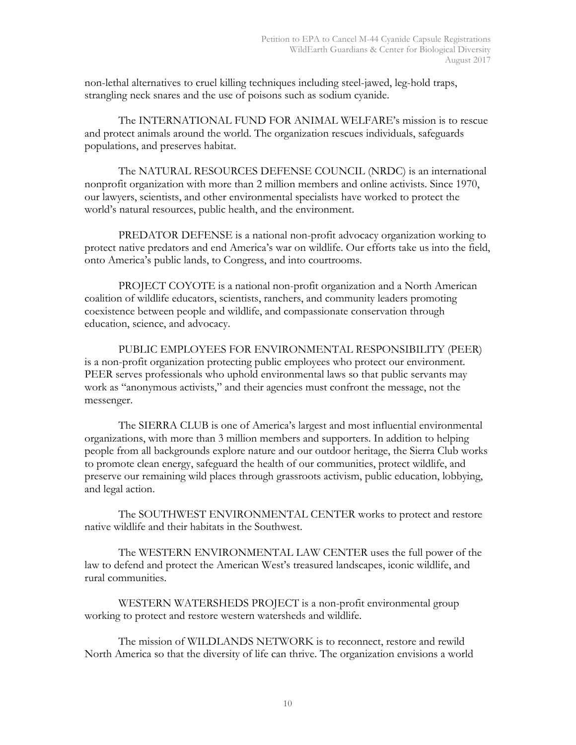non-lethal alternatives to cruel killing techniques including steel-jawed, leg-hold traps, strangling neck snares and the use of poisons such as sodium cyanide.

The INTERNATIONAL FUND FOR ANIMAL WELFARE's mission is to rescue and protect animals around the world. The organization rescues individuals, safeguards populations, and preserves habitat.

The NATURAL RESOURCES DEFENSE COUNCIL (NRDC) is an international nonprofit organization with more than 2 million members and online activists. Since 1970, our lawyers, scientists, and other environmental specialists have worked to protect the world's natural resources, public health, and the environment.

PREDATOR DEFENSE is a national non-profit advocacy organization working to protect native predators and end America's war on wildlife. Our efforts take us into the field, onto America's public lands, to Congress, and into courtrooms.

PROJECT COYOTE is a national non-profit organization and a North American coalition of wildlife educators, scientists, ranchers, and community leaders promoting coexistence between people and wildlife, and compassionate conservation through education, science, and advocacy.

PUBLIC EMPLOYEES FOR ENVIRONMENTAL RESPONSIBILITY (PEER) is a non-profit organization protecting public employees who protect our environment. PEER serves professionals who uphold environmental laws so that public servants may work as "anonymous activists," and their agencies must confront the message, not the messenger.

The SIERRA CLUB is one of America's largest and most influential environmental organizations, with more than 3 million members and supporters. In addition to helping people from all backgrounds explore nature and our outdoor heritage, the Sierra Club works to promote clean energy, safeguard the health of our communities, protect wildlife, and preserve our remaining wild places through grassroots activism, public education, lobbying, and legal action.

The SOUTHWEST ENVIRONMENTAL CENTER works to protect and restore native wildlife and their habitats in the Southwest.

The WESTERN ENVIRONMENTAL LAW CENTER uses the full power of the law to defend and protect the American West's treasured landscapes, iconic wildlife, and rural communities.

WESTERN WATERSHEDS PROJECT is a non-profit environmental group working to protect and restore western watersheds and wildlife.

The mission of WILDLANDS NETWORK is to reconnect, restore and rewild North America so that the diversity of life can thrive. The organization envisions a world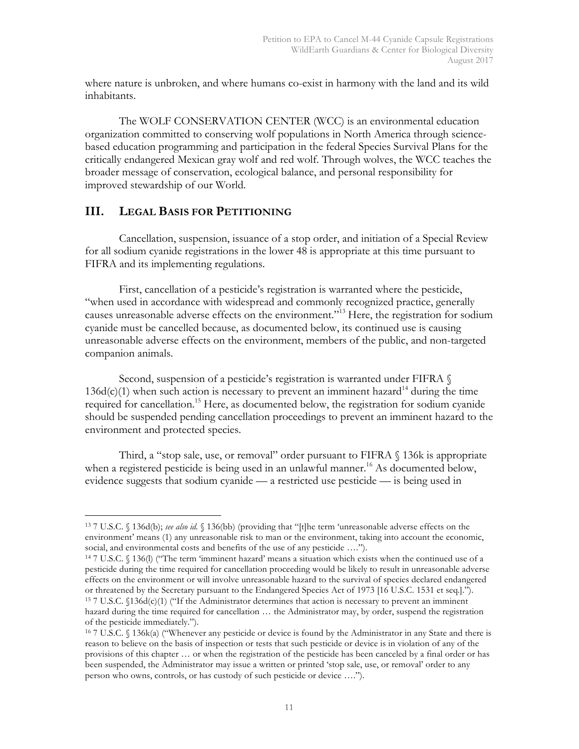where nature is unbroken, and where humans co-exist in harmony with the land and its wild inhabitants.

The WOLF CONSERVATION CENTER (WCC) is an environmental education organization committed to conserving wolf populations in North America through science-based education programming and participation in the federal Species Survival Plans for the critically endangered Mexican gray wolf and red wolf. Through wolves, the WCC teaches the broader message of conservation, ecological balance, and personal responsibility for improved stewardship of our World.

## III. LEGAL BASIS FOR PETITIONING

Cancellation, suspension, issuance of a stop order, and initiation of a Special Review for all sodium cyanide registrations in the lower 48 is appropriate at this time pursuant to FIFRA and its implementing regulations.

First, cancellation of a pesticide's registration is warranted where the pesticide, "when used in accordance with widespread and commonly recognized practice, generally causes unreasonable adverse effects on the environment."[13] Here, the registration for sodium cyanide must be cancelled because, as documented below, its continued use is causing unreasonable adverse effects on the environment, members of the public, and non-targeted companion animals.

Second, suspension of a pesticide's registration is warranted under FIFRA § 136d(c)(1) when such action is necessary to prevent an imminent hazard[14] during the time required for cancellation.[15] Here, as documented below, the registration for sodium cyanide should be suspended pending cancellation proceedings to prevent an imminent hazard to the environment and protected species.

Third, a "stop sale, use, or removal" order pursuant to FIFRA § 136k is appropriate when a registered pesticide is being used in an unlawful manner.[16] As documented below, evidence suggests that sodium cyanide — a restricted use pesticide — is being used in

---

[13] 7 U.S.C. § 136d(b); *see also id.* § 136(bb) (providing that "[t]he term 'unreasonable adverse effects on the environment' means (1) any unreasonable risk to man or the environment, taking into account the economic, social, and environmental costs and benefits of the use of any pesticide ….").

[14] 7 U.S.C. § 136(l) ("The term 'imminent hazard' means a situation which exists when the continued use of a pesticide during the time required for cancellation proceeding would be likely to result in unreasonable adverse effects on the environment or will involve unreasonable hazard to the survival of species declared endangered or threatened by the Secretary pursuant to the Endangered Species Act of 1973 [16 U.S.C. 1531 et seq.].").

[15] 7 U.S.C. §136d(c)(1) ("If the Administrator determines that action is necessary to prevent an imminent hazard during the time required for cancellation … the Administrator may, by order, suspend the registration of the pesticide immediately.").

[16] 7 U.S.C. § 136k(a) ("Whenever any pesticide or device is found by the Administrator in any State and there is reason to believe on the basis of inspection or tests that such pesticide or device is in violation of any of the provisions of this chapter … or when the registration of the pesticide has been canceled by a final order or has been suspended, the Administrator may issue a written or printed 'stop sale, use, or removal' order to any person who owns, controls, or has custody of such pesticide or device ….").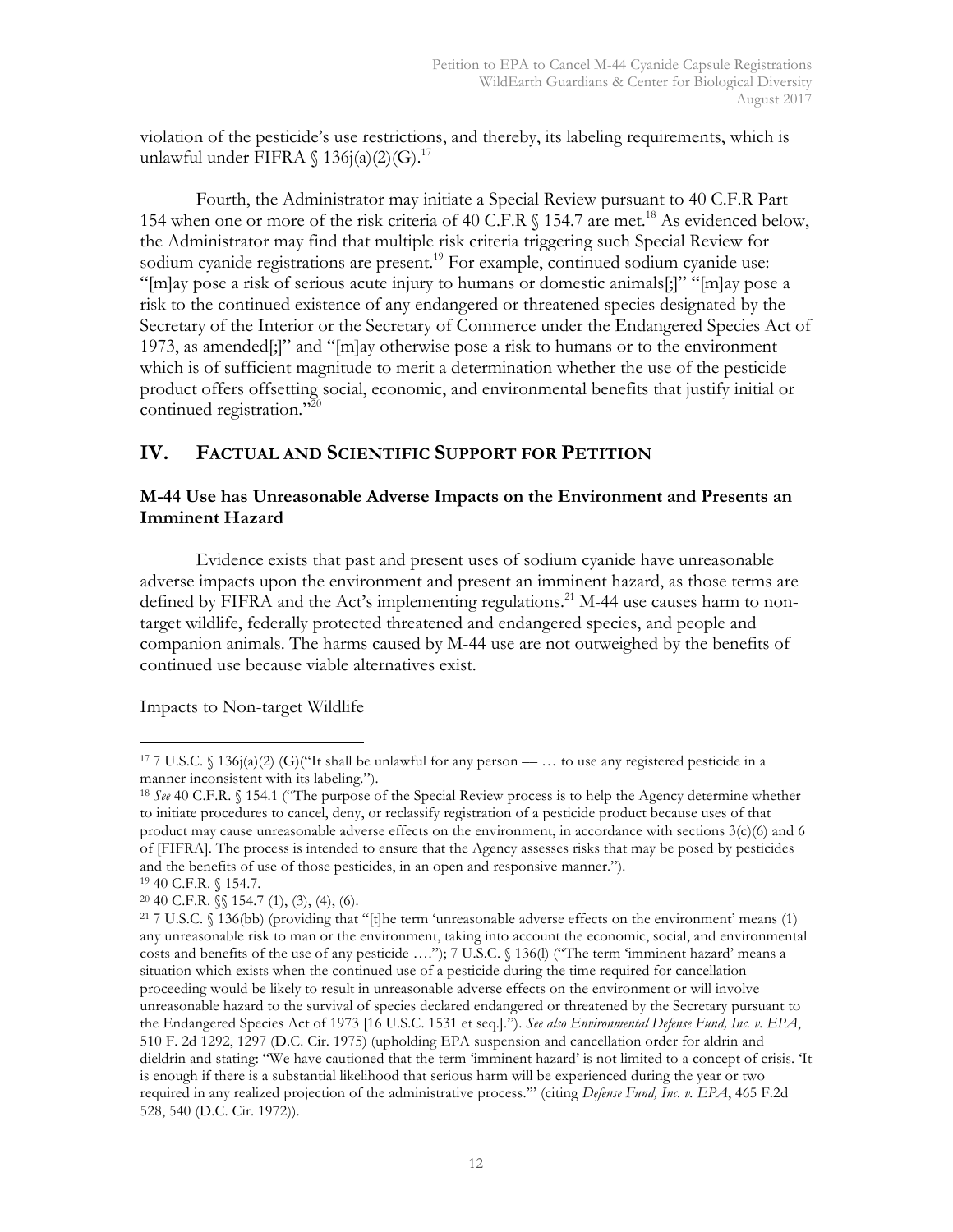violation of the pesticide's use restrictions, and thereby, its labeling requirements, which is unlawful under FIFRA § 136j(a)(2)(G).[17]

Fourth, the Administrator may initiate a Special Review pursuant to 40 C.F.R Part 154 when one or more of the risk criteria of 40 C.F.R § 154.7 are met.[18] As evidenced below, the Administrator may find that multiple risk criteria triggering such Special Review for sodium cyanide registrations are present.[19] For example, continued sodium cyanide use: "[m]ay pose a risk of serious acute injury to humans or domestic animals[;]" "[m]ay pose a risk to the continued existence of any endangered or threatened species designated by the Secretary of the Interior or the Secretary of Commerce under the Endangered Species Act of 1973, as amended[;]" and "[m]ay otherwise pose a risk to humans or to the environment which is of sufficient magnitude to merit a determination whether the use of the pesticide product offers offsetting social, economic, and environmental benefits that justify initial or continued registration."[20]

## IV. Factual and Scientific Support for Petition

### M-44 Use has Unreasonable Adverse Impacts on the Environment and Presents an Imminent Hazard

Evidence exists that past and present uses of sodium cyanide have unreasonable adverse impacts upon the environment and present an imminent hazard, as those terms are defined by FIFRA and the Act's implementing regulations.[21] M-44 use causes harm to non-target wildlife, federally protected threatened and endangered species, and people and companion animals. The harms caused by M-44 use are not outweighed by the benefits of continued use because viable alternatives exist.

Impacts to Non-target Wildlife

---

[17] 7 U.S.C. § 136j(a)(2) (G)("It shall be unlawful for any person — … to use any registered pesticide in a manner inconsistent with its labeling.").

[18] *See* 40 C.F.R. § 154.1 ("The purpose of the Special Review process is to help the Agency determine whether to initiate procedures to cancel, deny, or reclassify registration of a pesticide product because uses of that product may cause unreasonable adverse effects on the environment, in accordance with sections 3(c)(6) and 6 of [FIFRA]. The process is intended to ensure that the Agency assesses risks that may be posed by pesticides and the benefits of use of those pesticides, in an open and responsive manner.").

[19] 40 C.F.R. § 154.7.

[20] 40 C.F.R. §§ 154.7 (1), (3), (4), (6).

[21] 7 U.S.C. § 136(bb) (providing that "[t]he term 'unreasonable adverse effects on the environment' means (1) any unreasonable risk to man or the environment, taking into account the economic, social, and environmental costs and benefits of the use of any pesticide …."); 7 U.S.C. § 136(l) ("The term 'imminent hazard' means a situation which exists when the continued use of a pesticide during the time required for cancellation proceeding would be likely to result in unreasonable adverse effects on the environment or will involve unreasonable hazard to the survival of species declared endangered or threatened by the Secretary pursuant to the Endangered Species Act of 1973 [16 U.S.C. 1531 et seq.]."). *See also Environmental Defense Fund, Inc. v. EPA*, 510 F. 2d 1292, 1297 (D.C. Cir. 1975) (upholding EPA suspension and cancellation order for aldrin and dieldrin and stating: "We have cautioned that the term 'imminent hazard' is not limited to a concept of crisis. 'It is enough if there is a substantial likelihood that serious harm will be experienced during the year or two required in any realized projection of the administrative process.'" (citing *Defense Fund, Inc. v. EPA*, 465 F.2d 528, 540 (D.C. Cir. 1972)).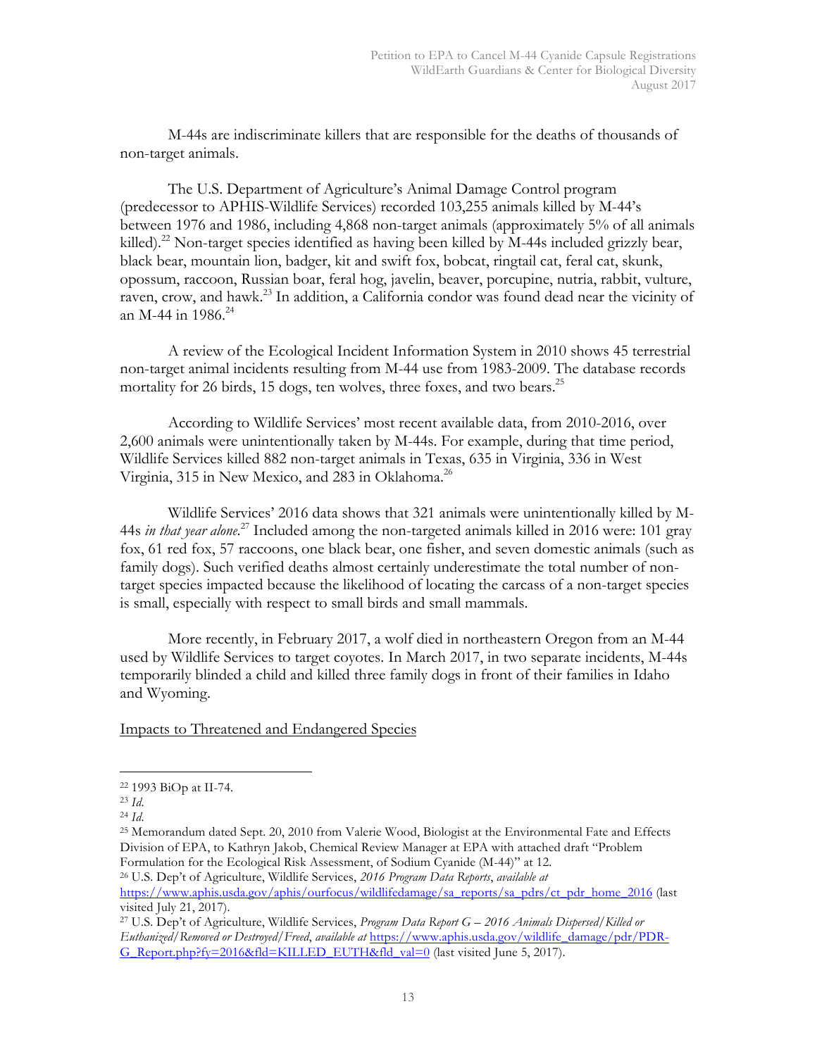M-44s are indiscriminate killers that are responsible for the deaths of thousands of non-target animals.

The U.S. Department of Agriculture's Animal Damage Control program (predecessor to APHIS-Wildlife Services) recorded 103,255 animals killed by M-44's between 1976 and 1986, including 4,868 non-target animals (approximately 5% of all animals killed).[22] Non-target species identified as having been killed by M-44s included grizzly bear, black bear, mountain lion, badger, kit and swift fox, bobcat, ringtail cat, feral cat, skunk, opossum, raccoon, Russian boar, feral hog, javelin, beaver, porcupine, nutria, rabbit, vulture, raven, crow, and hawk.[23] In addition, a California condor was found dead near the vicinity of an M-44 in 1986.[24]

A review of the Ecological Incident Information System in 2010 shows 45 terrestrial non-target animal incidents resulting from M-44 use from 1983-2009. The database records mortality for 26 birds, 15 dogs, ten wolves, three foxes, and two bears.[25]

According to Wildlife Services' most recent available data, from 2010-2016, over 2,600 animals were unintentionally taken by M-44s. For example, during that time period, Wildlife Services killed 882 non-target animals in Texas, 635 in Virginia, 336 in West Virginia, 315 in New Mexico, and 283 in Oklahoma.[26]

Wildlife Services' 2016 data shows that 321 animals were unintentionally killed by M-44s *in that year alone*.[27] Included among the non-targeted animals killed in 2016 were: 101 gray fox, 61 red fox, 57 raccoons, one black bear, one fisher, and seven domestic animals (such as family dogs). Such verified deaths almost certainly underestimate the total number of non-target species impacted because the likelihood of locating the carcass of a non-target species is small, especially with respect to small birds and small mammals.

More recently, in February 2017, a wolf died in northeastern Oregon from an M-44 used by Wildlife Services to target coyotes. In March 2017, in two separate incidents, M-44s temporarily blinded a child and killed three family dogs in front of their families in Idaho and Wyoming.

Impacts to Threatened and Endangered Species

---

[22] 1993 BiOp at II-74.

[23] *Id.*

[24] *Id.*

[25] Memorandum dated Sept. 20, 2010 from Valerie Wood, Biologist at the Environmental Fate and Effects Division of EPA, to Kathryn Jakob, Chemical Review Manager at EPA with attached draft "Problem Formulation for the Ecological Risk Assessment, of Sodium Cyanide (M-44)" at 12.

[26] U.S. Dep't of Agriculture, Wildlife Services, *2016 Program Data Reports*, *available at* https://www.aphis.usda.gov/aphis/ourfocus/wildlifedamage/sa_reports/sa_pdrs/ct_pdr_home_2016 (last visited July 21, 2017).

[27] U.S. Dep't of Agriculture, Wildlife Services, *Program Data Report G – 2016 Animals Dispersed/Killed or Euthanized/Removed or Destroyed/Freed*, *available at* https://www.aphis.usda.gov/wildlife_damage/pdr/PDR-G_Report.php?fy=2016&fld=KILLED_EUTH&fld_val=0 (last visited June 5, 2017).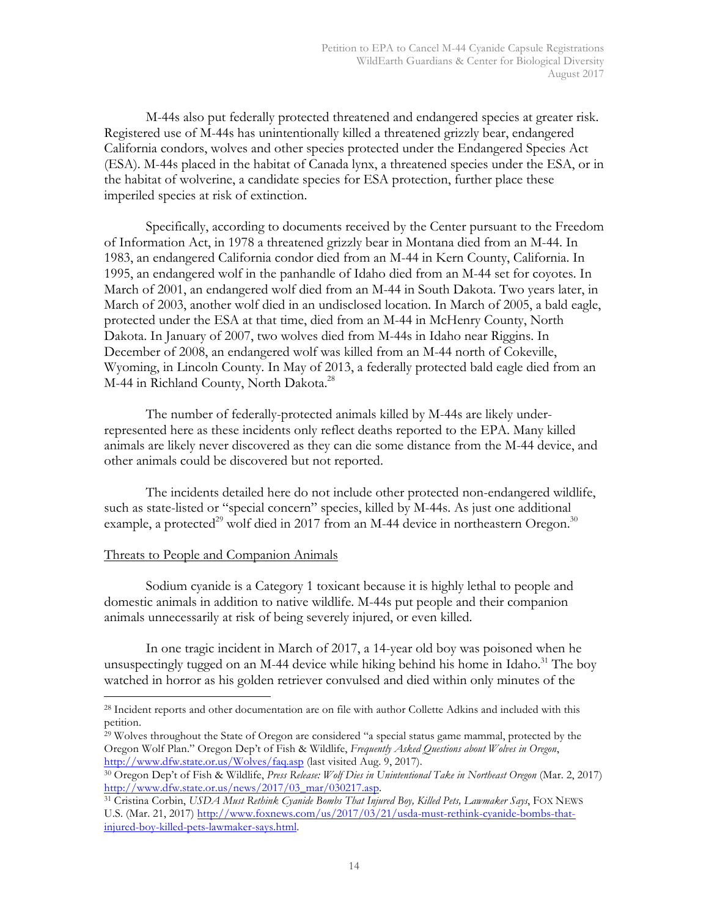M-44s also put federally protected threatened and endangered species at greater risk. Registered use of M-44s has unintentionally killed a threatened grizzly bear, endangered California condors, wolves and other species protected under the Endangered Species Act (ESA). M-44s placed in the habitat of Canada lynx, a threatened species under the ESA, or in the habitat of wolverine, a candidate species for ESA protection, further place these imperiled species at risk of extinction.

Specifically, according to documents received by the Center pursuant to the Freedom of Information Act, in 1978 a threatened grizzly bear in Montana died from an M-44. In 1983, an endangered California condor died from an M-44 in Kern County, California. In 1995, an endangered wolf in the panhandle of Idaho died from an M-44 set for coyotes. In March of 2001, an endangered wolf died from an M-44 in South Dakota. Two years later, in March of 2003, another wolf died in an undisclosed location. In March of 2005, a bald eagle, protected under the ESA at that time, died from an M-44 in McHenry County, North Dakota. In January of 2007, two wolves died from M-44s in Idaho near Riggins. In December of 2008, an endangered wolf was killed from an M-44 north of Cokeville, Wyoming, in Lincoln County. In May of 2013, a federally protected bald eagle died from an M-44 in Richland County, North Dakota.[28]

The number of federally-protected animals killed by M-44s are likely under-represented here as these incidents only reflect deaths reported to the EPA. Many killed animals are likely never discovered as they can die some distance from the M-44 device, and other animals could be discovered but not reported.

The incidents detailed here do not include other protected non-endangered wildlife, such as state-listed or "special concern" species, killed by M-44s. As just one additional example, a protected[29] wolf died in 2017 from an M-44 device in northeastern Oregon.[30]

## Threats to People and Companion Animals

Sodium cyanide is a Category 1 toxicant because it is highly lethal to people and domestic animals in addition to native wildlife. M-44s put people and their companion animals unnecessarily at risk of being severely injured, or even killed.

In one tragic incident in March of 2017, a 14-year old boy was poisoned when he unsuspectingly tugged on an M-44 device while hiking behind his home in Idaho.[31] The boy watched in horror as his golden retriever convulsed and died within only minutes of the

---

[28] Incident reports and other documentation are on file with author Collette Adkins and included with this petition.

[29] Wolves throughout the State of Oregon are considered "a special status game mammal, protected by the Oregon Wolf Plan." Oregon Dep't of Fish & Wildlife, *Frequently Asked Questions about Wolves in Oregon*, http://www.dfw.state.or.us/Wolves/faq.asp (last visited Aug. 9, 2017).

[30] Oregon Dep't of Fish & Wildlife, *Press Release: Wolf Dies in Unintentional Take in Northeast Oregon* (Mar. 2, 2017) http://www.dfw.state.or.us/news/2017/03_mar/030217.asp.

[31] Cristina Corbin, *USDA Must Rethink Cyanide Bombs That Injured Boy, Killed Pets, Lawmaker Says*, FOX NEWS U.S. (Mar. 21, 2017) http://www.foxnews.com/us/2017/03/21/usda-must-rethink-cyanide-bombs-that-injured-boy-killed-pets-lawmaker-says.html.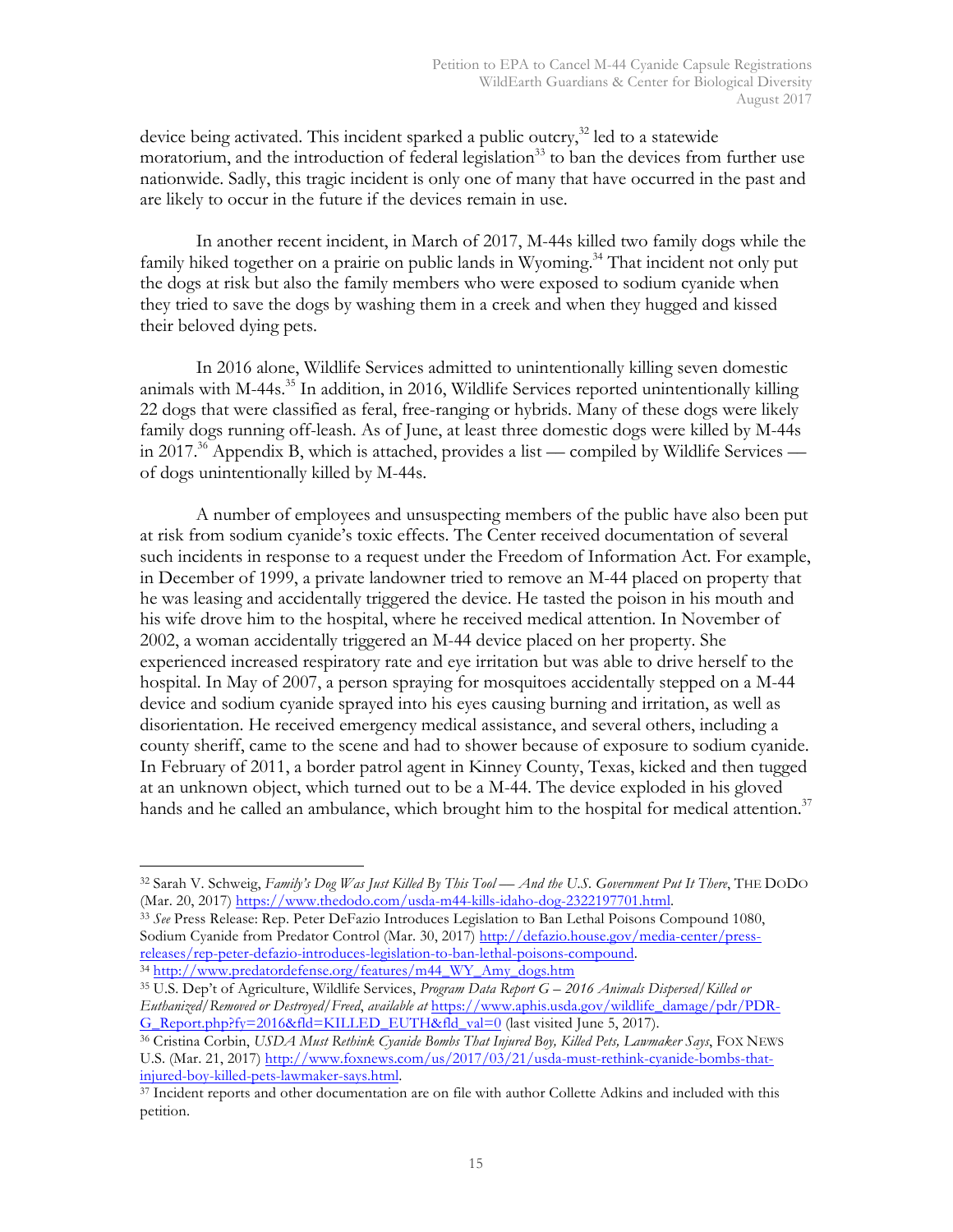device being activated. This incident sparked a public outcry,[32] led to a statewide moratorium, and the introduction of federal legislation[33] to ban the devices from further use nationwide. Sadly, this tragic incident is only one of many that have occurred in the past and are likely to occur in the future if the devices remain in use.

In another recent incident, in March of 2017, M-44s killed two family dogs while the family hiked together on a prairie on public lands in Wyoming.[34] That incident not only put the dogs at risk but also the family members who were exposed to sodium cyanide when they tried to save the dogs by washing them in a creek and when they hugged and kissed their beloved dying pets.

In 2016 alone, Wildlife Services admitted to unintentionally killing seven domestic animals with M-44s.[35] In addition, in 2016, Wildlife Services reported unintentionally killing 22 dogs that were classified as feral, free-ranging or hybrids. Many of these dogs were likely family dogs running off-leash. As of June, at least three domestic dogs were killed by M-44s in 2017.[36] Appendix B, which is attached, provides a list — compiled by Wildlife Services — of dogs unintentionally killed by M-44s.

A number of employees and unsuspecting members of the public have also been put at risk from sodium cyanide's toxic effects. The Center received documentation of several such incidents in response to a request under the Freedom of Information Act. For example, in December of 1999, a private landowner tried to remove an M-44 placed on property that he was leasing and accidentally triggered the device. He tasted the poison in his mouth and his wife drove him to the hospital, where he received medical attention. In November of 2002, a woman accidentally triggered an M-44 device placed on her property. She experienced increased respiratory rate and eye irritation but was able to drive herself to the hospital. In May of 2007, a person spraying for mosquitoes accidentally stepped on a M-44 device and sodium cyanide sprayed into his eyes causing burning and irritation, as well as disorientation. He received emergency medical assistance, and several others, including a county sheriff, came to the scene and had to shower because of exposure to sodium cyanide. In February of 2011, a border patrol agent in Kinney County, Texas, kicked and then tugged at an unknown object, which turned out to be a M-44. The device exploded in his gloved hands and he called an ambulance, which brought him to the hospital for medical attention.[37]

---

[32] Sarah V. Schweig, *Family's Dog Was Just Killed By This Tool — And the U.S. Government Put It There*, THE DODO (Mar. 20, 2017) https://www.thedodo.com/usda-m44-kills-idaho-dog-2322197701.html.

[33] *See* Press Release: Rep. Peter DeFazio Introduces Legislation to Ban Lethal Poisons Compound 1080, Sodium Cyanide from Predator Control (Mar. 30, 2017) http://defazio.house.gov/media-center/press-releases/rep-peter-defazio-introduces-legislation-to-ban-lethal-poisons-compound.

[34] http://www.predatordefense.org/features/m44_WY_Amy_dogs.htm

[35] U.S. Dep't of Agriculture, Wildlife Services, *Program Data Report G – 2016 Animals Dispersed/Killed or Euthanized/Removed or Destroyed/Freed*, *available at* https://www.aphis.usda.gov/wildlife_damage/pdr/PDR-G_Report.php?fy=2016&fld=KILLED_EUTH&fld_val=0 (last visited June 5, 2017).

[36] Cristina Corbin, *USDA Must Rethink Cyanide Bombs That Injured Boy, Killed Pets, Lawmaker Says*, FOX NEWS U.S. (Mar. 21, 2017) http://www.foxnews.com/us/2017/03/21/usda-must-rethink-cyanide-bombs-that-injured-boy-killed-pets-lawmaker-says.html.

[37] Incident reports and other documentation are on file with author Collette Adkins and included with this petition.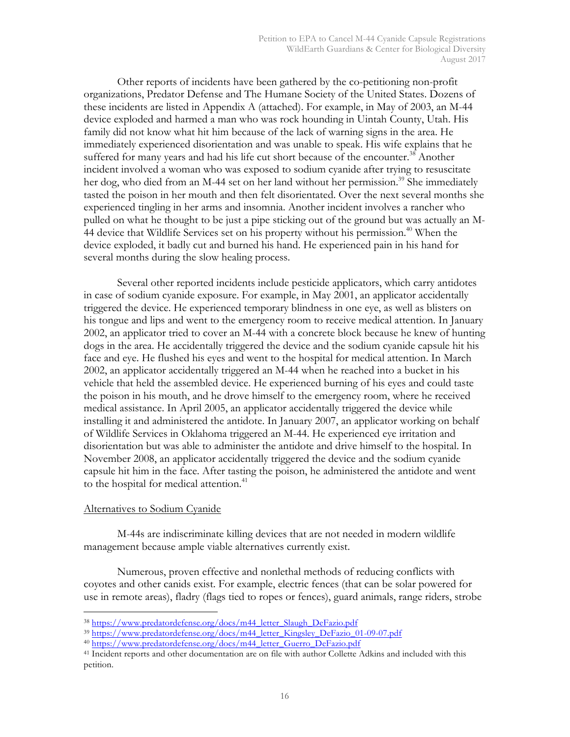Other reports of incidents have been gathered by the co-petitioning non-profit organizations, Predator Defense and The Humane Society of the United States. Dozens of these incidents are listed in Appendix A (attached). For example, in May of 2003, an M-44 device exploded and harmed a man who was rock hounding in Uintah County, Utah. His family did not know what hit him because of the lack of warning signs in the area. He immediately experienced disorientation and was unable to speak. His wife explains that he suffered for many years and had his life cut short because of the encounter.[38] Another incident involved a woman who was exposed to sodium cyanide after trying to resuscitate her dog, who died from an M-44 set on her land without her permission.[39] She immediately tasted the poison in her mouth and then felt disorientated. Over the next several months she experienced tingling in her arms and insomnia. Another incident involves a rancher who pulled on what he thought to be just a pipe sticking out of the ground but was actually an M-44 device that Wildlife Services set on his property without his permission.[40] When the device exploded, it badly cut and burned his hand. He experienced pain in his hand for several months during the slow healing process.

Several other reported incidents include pesticide applicators, which carry antidotes in case of sodium cyanide exposure. For example, in May 2001, an applicator accidentally triggered the device. He experienced temporary blindness in one eye, as well as blisters on his tongue and lips and went to the emergency room to receive medical attention. In January 2002, an applicator tried to cover an M-44 with a concrete block because he knew of hunting dogs in the area. He accidentally triggered the device and the sodium cyanide capsule hit his face and eye. He flushed his eyes and went to the hospital for medical attention. In March 2002, an applicator accidentally triggered an M-44 when he reached into a bucket in his vehicle that held the assembled device. He experienced burning of his eyes and could taste the poison in his mouth, and he drove himself to the emergency room, where he received medical assistance. In April 2005, an applicator accidentally triggered the device while installing it and administered the antidote. In January 2007, an applicator working on behalf of Wildlife Services in Oklahoma triggered an M-44. He experienced eye irritation and disorientation but was able to administer the antidote and drive himself to the hospital. In November 2008, an applicator accidentally triggered the device and the sodium cyanide capsule hit him in the face. After tasting the poison, he administered the antidote and went to the hospital for medical attention.[41]

## Alternatives to Sodium Cyanide

M-44s are indiscriminate killing devices that are not needed in modern wildlife management because ample viable alternatives currently exist.

Numerous, proven effective and nonlethal methods of reducing conflicts with coyotes and other canids exist. For example, electric fences (that can be solar powered for use in remote areas), fladry (flags tied to ropes or fences), guard animals, range riders, strobe

---

[38] https://www.predatordefense.org/docs/m44_letter_Slaugh_DeFazio.pdf

[39] https://www.predatordefense.org/docs/m44_letter_Kingsley_DeFazio_01-09-07.pdf

[40] https://www.predatordefense.org/docs/m44_letter_Guerro_DeFazio.pdf

[41] Incident reports and other documentation are on file with author Collette Adkins and included with this petition.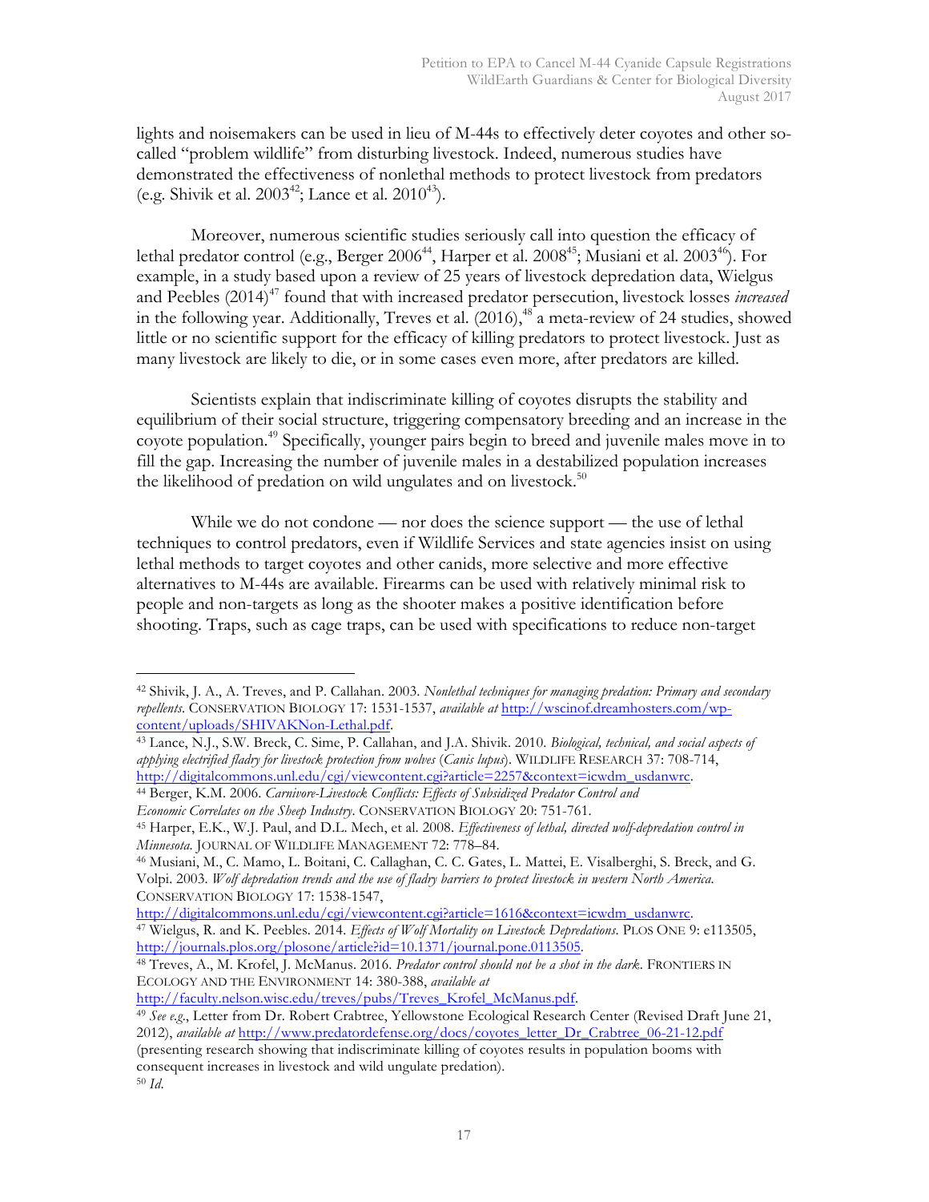lights and noisemakers can be used in lieu of M-44s to effectively deter coyotes and other so-called "problem wildlife" from disturbing livestock. Indeed, numerous studies have demonstrated the effectiveness of nonlethal methods to protect livestock from predators (e.g. Shivik et al. 2003[42]; Lance et al. 2010[43]).

Moreover, numerous scientific studies seriously call into question the efficacy of lethal predator control (e.g., Berger 2006[44], Harper et al. 2008[45]; Musiani et al. 2003[46]). For example, in a study based upon a review of 25 years of livestock depredation data, Wielgus and Peebles (2014)[47] found that with increased predator persecution, livestock losses *increased* in the following year. Additionally, Treves et al. (2016),[48] a meta-review of 24 studies, showed little or no scientific support for the efficacy of killing predators to protect livestock. Just as many livestock are likely to die, or in some cases even more, after predators are killed.

Scientists explain that indiscriminate killing of coyotes disrupts the stability and equilibrium of their social structure, triggering compensatory breeding and an increase in the coyote population.[49] Specifically, younger pairs begin to breed and juvenile males move in to fill the gap. Increasing the number of juvenile males in a destabilized population increases the likelihood of predation on wild ungulates and on livestock.[50]

While we do not condone — nor does the science support — the use of lethal techniques to control predators, even if Wildlife Services and state agencies insist on using lethal methods to target coyotes and other canids, more selective and more effective alternatives to M-44s are available. Firearms can be used with relatively minimal risk to people and non-targets as long as the shooter makes a positive identification before shooting. Traps, such as cage traps, can be used with specifications to reduce non-target

---

[42] Shivik, J. A., A. Treves, and P. Callahan. 2003. *Nonlethal techniques for managing predation: Primary and secondary repellents*. CONSERVATION BIOLOGY 17: 1531-1537, *available at* http://wscinof.dreamhosters.com/wp-content/uploads/SHIVAKNon-Lethal.pdf.

[43] Lance, N.J., S.W. Breck, C. Sime, P. Callahan, and J.A. Shivik. 2010. *Biological, technical, and social aspects of applying electrified fladry for livestock protection from wolves* (*Canis lupus*). WILDLIFE RESEARCH 37: 708-714, http://digitalcommons.unl.edu/cgi/viewcontent.cgi?article=2257&context=icwdm_usdanwrc.

[44] Berger, K.M. 2006. *Carnivore-Livestock Conflicts: Effects of Subsidized Predator Control and Economic Correlates on the Sheep Industry*. CONSERVATION BIOLOGY 20: 751-761.

[45] Harper, E.K., W.J. Paul, and D.L. Mech, et al. 2008. *Effectiveness of lethal, directed wolf-depredation control in Minnesota*. JOURNAL OF WILDLIFE MANAGEMENT 72: 778–84.

[46] Musiani, M., C. Mamo, L. Boitani, C. Callaghan, C. C. Gates, L. Mattei, E. Visalberghi, S. Breck, and G. Volpi. 2003. *Wolf depredation trends and the use of fladry barriers to protect livestock in western North America*. CONSERVATION BIOLOGY 17: 1538-1547, http://digitalcommons.unl.edu/cgi/viewcontent.cgi?article=1616&context=icwdm_usdanwrc.

[47] Wielgus, R. and K. Peebles. 2014. *Effects of Wolf Mortality on Livestock Depredations*. PLOS ONE 9: e113505, http://journals.plos.org/plosone/article?id=10.1371/journal.pone.0113505.

[48] Treves, A., M. Krofel, J. McManus. 2016. *Predator control should not be a shot in the dark*. FRONTIERS IN ECOLOGY AND THE ENVIRONMENT 14: 380-388, *available at* http://faculty.nelson.wisc.edu/treves/pubs/Treves_Krofel_McManus.pdf.

[49] *See e.g.*, Letter from Dr. Robert Crabtree, Yellowstone Ecological Research Center (Revised Draft June 21, 2012), *available at* http://www.predatordefense.org/docs/coyotes_letter_Dr_Crabtree_06-21-12.pdf (presenting research showing that indiscriminate killing of coyotes results in population booms with consequent increases in livestock and wild ungulate predation).

[50] *Id.*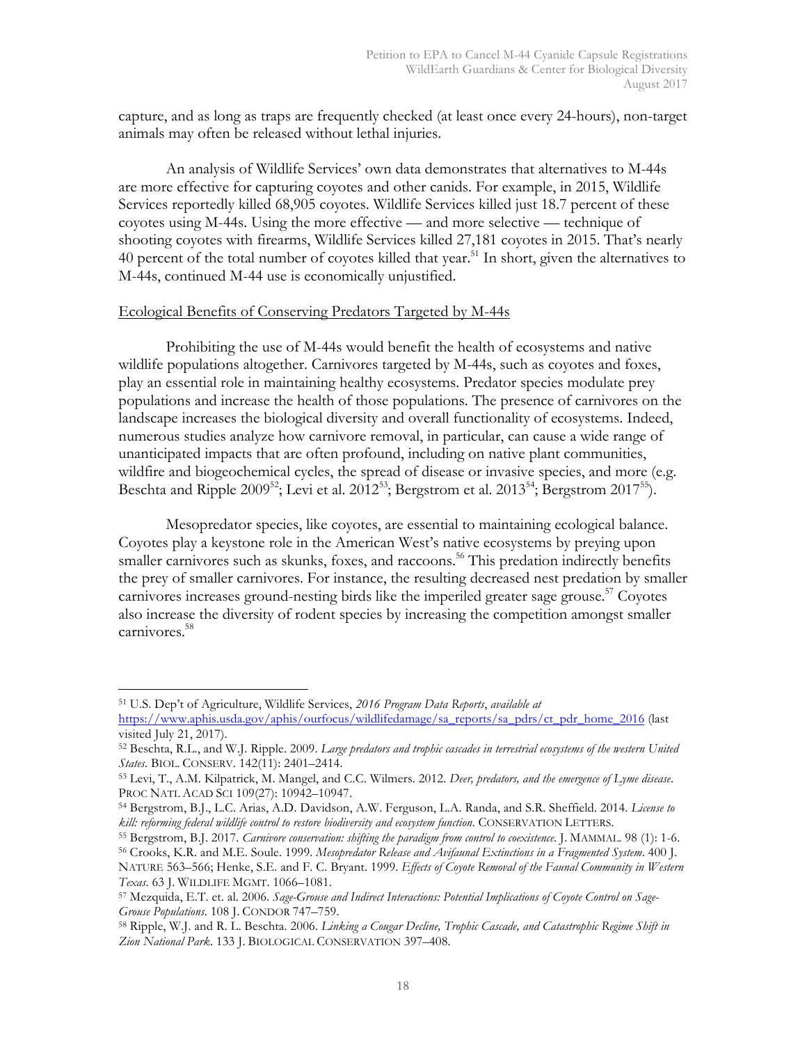capture, and as long as traps are frequently checked (at least once every 24-hours), non-target animals may often be released without lethal injuries.

An analysis of Wildlife Services' own data demonstrates that alternatives to M-44s are more effective for capturing coyotes and other canids. For example, in 2015, Wildlife Services reportedly killed 68,905 coyotes. Wildlife Services killed just 18.7 percent of these coyotes using M-44s. Using the more effective — and more selective — technique of shooting coyotes with firearms, Wildlife Services killed 27,181 coyotes in 2015. That's nearly 40 percent of the total number of coyotes killed that year.[51] In short, given the alternatives to M-44s, continued M-44 use is economically unjustified.

Ecological Benefits of Conserving Predators Targeted by M-44s

Prohibiting the use of M-44s would benefit the health of ecosystems and native wildlife populations altogether. Carnivores targeted by M-44s, such as coyotes and foxes, play an essential role in maintaining healthy ecosystems. Predator species modulate prey populations and increase the health of those populations. The presence of carnivores on the landscape increases the biological diversity and overall functionality of ecosystems. Indeed, numerous studies analyze how carnivore removal, in particular, can cause a wide range of unanticipated impacts that are often profound, including on native plant communities, wildfire and biogeochemical cycles, the spread of disease or invasive species, and more (e.g. Beschta and Ripple 2009[52]; Levi et al. 2012[53]; Bergstrom et al. 2013[54]; Bergstrom 2017[55]).

Mesopredator species, like coyotes, are essential to maintaining ecological balance. Coyotes play a keystone role in the American West's native ecosystems by preying upon smaller carnivores such as skunks, foxes, and raccoons.[56] This predation indirectly benefits the prey of smaller carnivores. For instance, the resulting decreased nest predation by smaller carnivores increases ground-nesting birds like the imperiled greater sage grouse.[57] Coyotes also increase the diversity of rodent species by increasing the competition amongst smaller carnivores.[58]

---

[51] U.S. Dep't of Agriculture, Wildlife Services, *2016 Program Data Reports*, *available at* https://www.aphis.usda.gov/aphis/ourfocus/wildlifedamage/sa_reports/sa_pdrs/ct_pdr_home_2016 (last visited July 21, 2017).

[52] Beschta, R.L., and W.J. Ripple. 2009. *Large predators and trophic cascades in terrestrial ecosystems of the western United States*. BIOL. CONSERV. 142(11): 2401–2414.

[53] Levi, T., A.M. Kilpatrick, M. Mangel, and C.C. Wilmers. 2012. *Deer, predators, and the emergence of Lyme disease*. PROC NATL ACAD SCI 109(27): 10942–10947.

[54] Bergstrom, B.J., L.C. Arias, A.D. Davidson, A.W. Ferguson, L.A. Randa, and S.R. Sheffield. 2014. *License to kill: reforming federal wildlife control to restore biodiversity and ecosystem function*. CONSERVATION LETTERS.

[55] Bergstrom, B.J. 2017. *Carnivore conservation: shifting the paradigm from control to coexistence*. J. MAMMAL. 98 (1): 1-6.

[56] Crooks, K.R. and M.E. Soule. 1999. *Mesopredator Release and Avifaunal Extinctions in a Fragmented System*. 400 J. NATURE 563–566; Henke, S.E. and F. C. Bryant. 1999. *Effects of Coyote Removal of the Faunal Community in Western Texas*. 63 J. WILDLIFE MGMT. 1066–1081.

[57] Mezquida, E.T. et. al. 2006. *Sage-Grouse and Indirect Interactions: Potential Implications of Coyote Control on Sage-Grouse Populations*. 108 J. CONDOR 747–759.

[58] Ripple, W.J. and R. L. Beschta. 2006. *Linking a Cougar Decline, Trophic Cascade, and Catastrophic Regime Shift in Zion National Park*. 133 J. BIOLOGICAL CONSERVATION 397–408.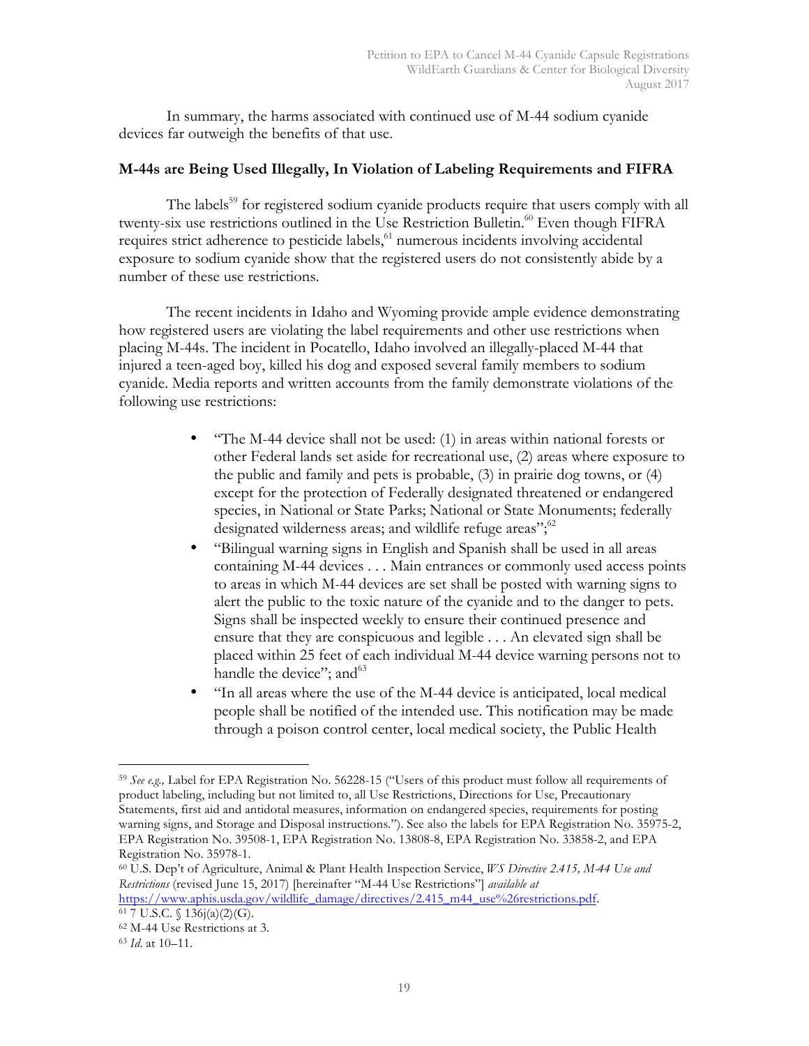In summary, the harms associated with continued use of M-44 sodium cyanide devices far outweigh the benefits of that use.

**M-44s are Being Used Illegally, In Violation of Labeling Requirements and FIFRA**

The labels[59] for registered sodium cyanide products require that users comply with all twenty-six use restrictions outlined in the Use Restriction Bulletin.[60] Even though FIFRA requires strict adherence to pesticide labels,[61] numerous incidents involving accidental exposure to sodium cyanide show that the registered users do not consistently abide by a number of these use restrictions.

The recent incidents in Idaho and Wyoming provide ample evidence demonstrating how registered users are violating the label requirements and other use restrictions when placing M-44s. The incident in Pocatello, Idaho involved an illegally-placed M-44 that injured a teen-aged boy, killed his dog and exposed several family members to sodium cyanide. Media reports and written accounts from the family demonstrate violations of the following use restrictions:

- "The M-44 device shall not be used: (1) in areas within national forests or other Federal lands set aside for recreational use, (2) areas where exposure to the public and family and pets is probable, (3) in prairie dog towns, or (4) except for the protection of Federally designated threatened or endangered species, in National or State Parks; National or State Monuments; federally designated wilderness areas; and wildlife refuge areas";[62]
- "Bilingual warning signs in English and Spanish shall be used in all areas containing M-44 devices . . . Main entrances or commonly used access points to areas in which M-44 devices are set shall be posted with warning signs to alert the public to the toxic nature of the cyanide and to the danger to pets. Signs shall be inspected weekly to ensure their continued presence and ensure that they are conspicuous and legible . . . An elevated sign shall be placed within 25 feet of each individual M-44 device warning persons not to handle the device"; and[63]
- "In all areas where the use of the M-44 device is anticipated, local medical people shall be notified of the intended use. This notification may be made through a poison control center, local medical society, the Public Health

---

[59] *See e.g.,* Label for EPA Registration No. 56228-15 ("Users of this product must follow all requirements of product labeling, including but not limited to, all Use Restrictions, Directions for Use, Precautionary Statements, first aid and antidotal measures, information on endangered species, requirements for posting warning signs, and Storage and Disposal instructions."). See also the labels for EPA Registration No. 35975-2, EPA Registration No. 39508-1, EPA Registration No. 13808-8, EPA Registration No. 33858-2, and EPA Registration No. 35978-1.

[60] U.S. Dep't of Agriculture, Animal & Plant Health Inspection Service, *WS Directive 2.415, M-44 Use and Restrictions* (revised June 15, 2017) [hereinafter "M-44 Use Restrictions"] *available at* https://www.aphis.usda.gov/wildlife_damage/directives/2.415_m44_use%26restrictions.pdf.

[61] 7 U.S.C. § 136j(a)(2)(G).

[62] M-44 Use Restrictions at 3.

[63] *Id.* at 10–11.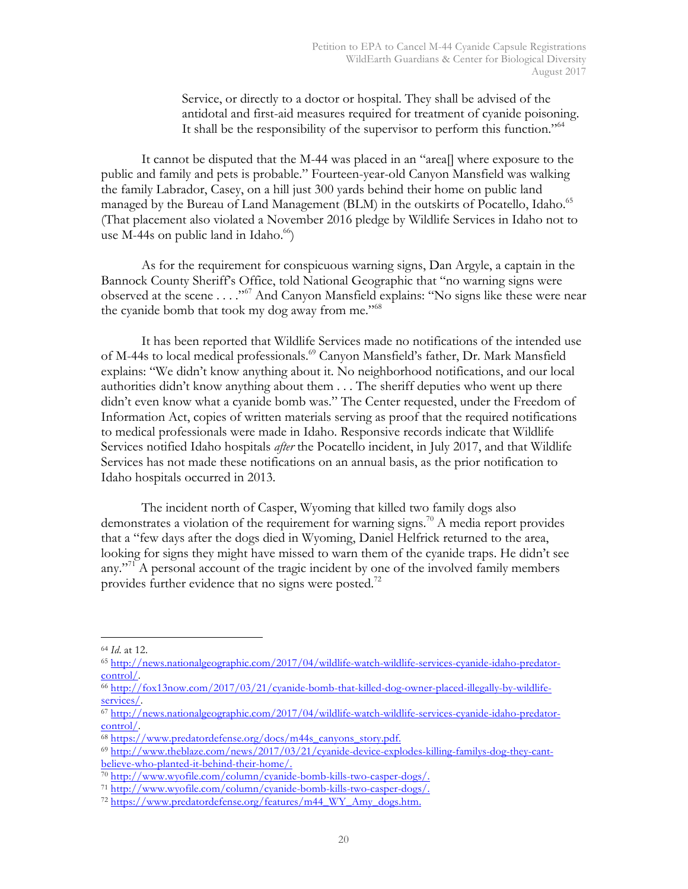> Service, or directly to a doctor or hospital. They shall be advised of the antidotal and first-aid measures required for treatment of cyanide poisoning. It shall be the responsibility of the supervisor to perform this function."[64]

It cannot be disputed that the M-44 was placed in an "area[] where exposure to the public and family and pets is probable." Fourteen-year-old Canyon Mansfield was walking the family Labrador, Casey, on a hill just 300 yards behind their home on public land managed by the Bureau of Land Management (BLM) in the outskirts of Pocatello, Idaho.[65] (That placement also violated a November 2016 pledge by Wildlife Services in Idaho not to use M-44s on public land in Idaho.[66])

As for the requirement for conspicuous warning signs, Dan Argyle, a captain in the Bannock County Sheriff's Office, told National Geographic that "no warning signs were observed at the scene . . . ."[67] And Canyon Mansfield explains: "No signs like these were near the cyanide bomb that took my dog away from me."[68]

It has been reported that Wildlife Services made no notifications of the intended use of M-44s to local medical professionals.[69] Canyon Mansfield's father, Dr. Mark Mansfield explains: "We didn't know anything about it. No neighborhood notifications, and our local authorities didn't know anything about them . . . The sheriff deputies who went up there didn't even know what a cyanide bomb was." The Center requested, under the Freedom of Information Act, copies of written materials serving as proof that the required notifications to medical professionals were made in Idaho. Responsive records indicate that Wildlife Services notified Idaho hospitals *after* the Pocatello incident, in July 2017, and that Wildlife Services has not made these notifications on an annual basis, as the prior notification to Idaho hospitals occurred in 2013.

The incident north of Casper, Wyoming that killed two family dogs also demonstrates a violation of the requirement for warning signs.[70] A media report provides that a "few days after the dogs died in Wyoming, Daniel Helfrick returned to the area, looking for signs they might have missed to warn them of the cyanide traps. He didn't see any."[71] A personal account of the tragic incident by one of the involved family members provides further evidence that no signs were posted.[72]

---

[64] *Id*. at 12.

[65] http://news.nationalgeographic.com/2017/04/wildlife-watch-wildlife-services-cyanide-idaho-predator-control/.

[66] http://fox13now.com/2017/03/21/cyanide-bomb-that-killed-dog-owner-placed-illegally-by-wildlife-services/.

[67] http://news.nationalgeographic.com/2017/04/wildlife-watch-wildlife-services-cyanide-idaho-predator-control/.

[68] https://www.predatordefense.org/docs/m44s_canyons_story.pdf.

[69] http://www.theblaze.com/news/2017/03/21/cyanide-device-explodes-killing-familys-dog-they-cant-believe-who-planted-it-behind-their-home/.

[70] http://www.wyofile.com/column/cyanide-bomb-kills-two-casper-dogs/.

[71] http://www.wyofile.com/column/cyanide-bomb-kills-two-casper-dogs/.

[72] https://www.predatordefense.org/features/m44_WY_Amy_dogs.htm.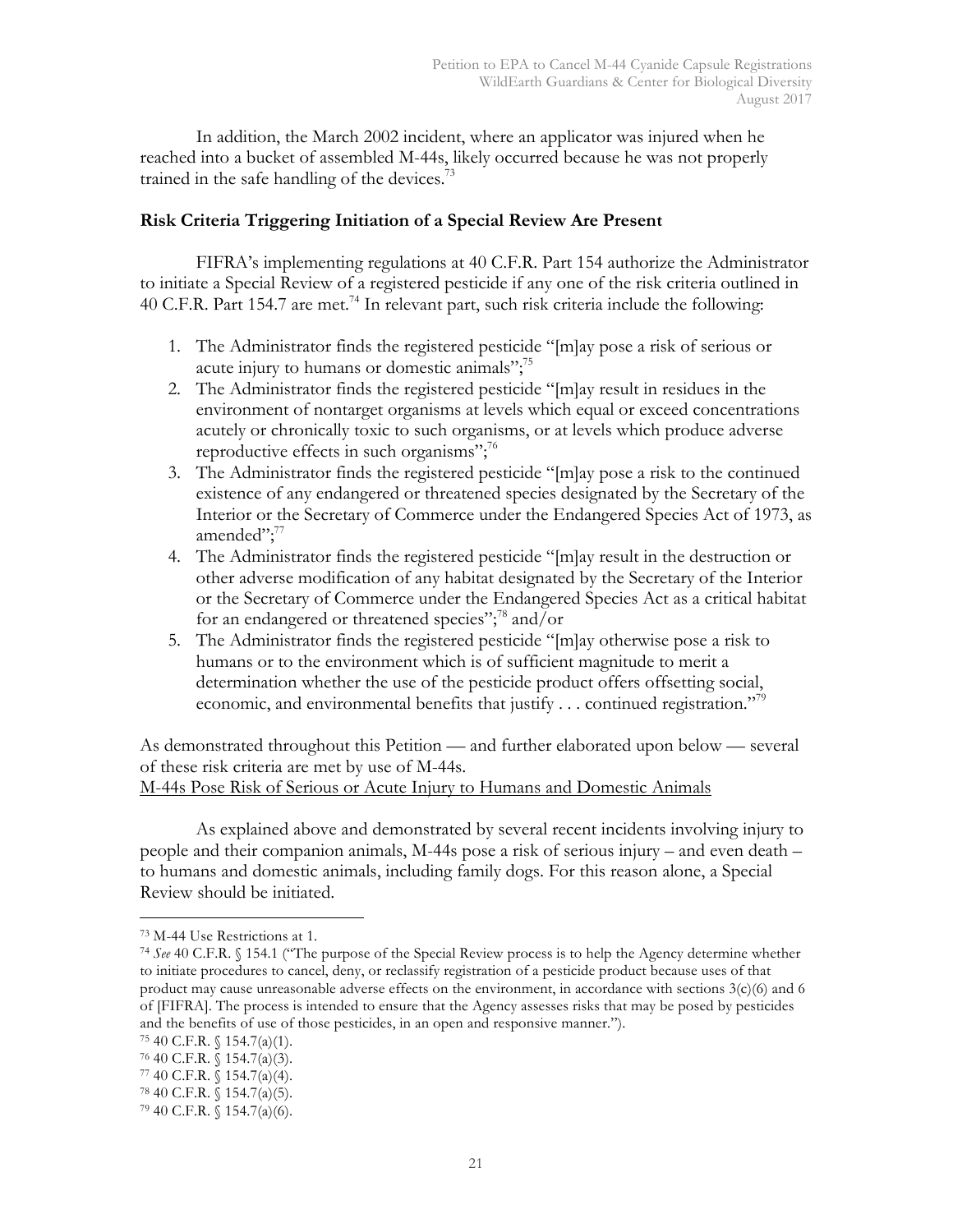In addition, the March 2002 incident, where an applicator was injured when he reached into a bucket of assembled M-44s, likely occurred because he was not properly trained in the safe handling of the devices.[73]

**Risk Criteria Triggering Initiation of a Special Review Are Present**

FIFRA's implementing regulations at 40 C.F.R. Part 154 authorize the Administrator to initiate a Special Review of a registered pesticide if any one of the risk criteria outlined in 40 C.F.R. Part 154.7 are met.[74] In relevant part, such risk criteria include the following:

1. The Administrator finds the registered pesticide "[m]ay pose a risk of serious or acute injury to humans or domestic animals";[75]
2. The Administrator finds the registered pesticide "[m]ay result in residues in the environment of nontarget organisms at levels which equal or exceed concentrations acutely or chronically toxic to such organisms, or at levels which produce adverse reproductive effects in such organisms";[76]
3. The Administrator finds the registered pesticide "[m]ay pose a risk to the continued existence of any endangered or threatened species designated by the Secretary of the Interior or the Secretary of Commerce under the Endangered Species Act of 1973, as amended";[77]
4. The Administrator finds the registered pesticide "[m]ay result in the destruction or other adverse modification of any habitat designated by the Secretary of the Interior or the Secretary of Commerce under the Endangered Species Act as a critical habitat for an endangered or threatened species";[78] and/or
5. The Administrator finds the registered pesticide "[m]ay otherwise pose a risk to humans or to the environment which is of sufficient magnitude to merit a determination whether the use of the pesticide product offers offsetting social, economic, and environmental benefits that justify . . . continued registration."[79]

As demonstrated throughout this Petition — and further elaborated upon below — several of these risk criteria are met by use of M-44s.

<u>M-44s Pose Risk of Serious or Acute Injury to Humans and Domestic Animals</u>

As explained above and demonstrated by several recent incidents involving injury to people and their companion animals, M-44s pose a risk of serious injury – and even death – to humans and domestic animals, including family dogs. For this reason alone, a Special Review should be initiated.

---

[73] M-44 Use Restrictions at 1.

[74] *See* 40 C.F.R. § 154.1 ("The purpose of the Special Review process is to help the Agency determine whether to initiate procedures to cancel, deny, or reclassify registration of a pesticide product because uses of that product may cause unreasonable adverse effects on the environment, in accordance with sections 3(c)(6) and 6 of [FIFRA]. The process is intended to ensure that the Agency assesses risks that may be posed by pesticides and the benefits of use of those pesticides, in an open and responsive manner.").

[75] 40 C.F.R. § 154.7(a)(1).

[76] 40 C.F.R. § 154.7(a)(3).

[77] 40 C.F.R. § 154.7(a)(4).

[78] 40 C.F.R. § 154.7(a)(5).

[79] 40 C.F.R. § 154.7(a)(6).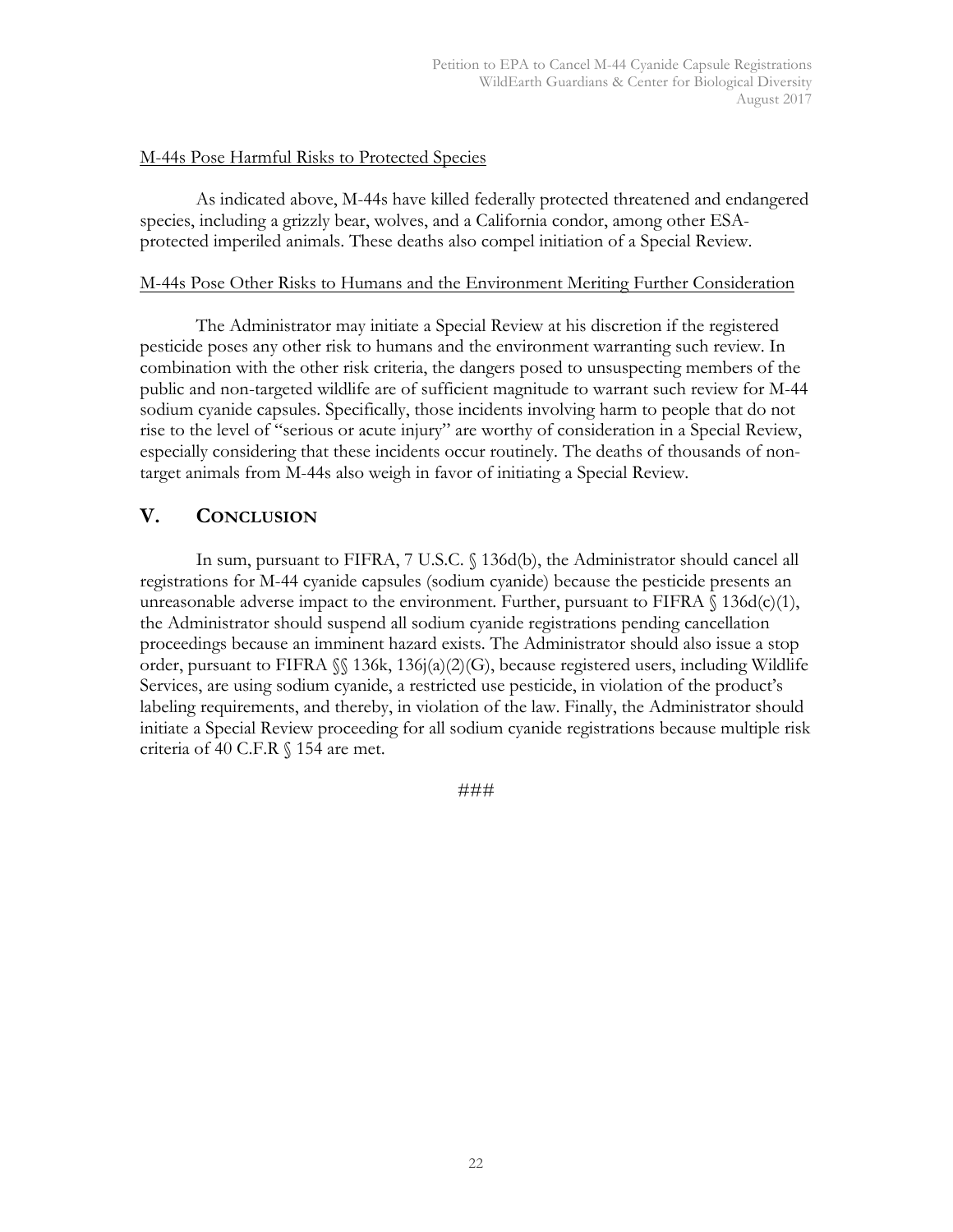M-44s Pose Harmful Risks to Protected Species

As indicated above, M-44s have killed federally protected threatened and endangered species, including a grizzly bear, wolves, and a California condor, among other ESA-protected imperiled animals. These deaths also compel initiation of a Special Review.

M-44s Pose Other Risks to Humans and the Environment Meriting Further Consideration

The Administrator may initiate a Special Review at his discretion if the registered pesticide poses any other risk to humans and the environment warranting such review. In combination with the other risk criteria, the dangers posed to unsuspecting members of the public and non-targeted wildlife are of sufficient magnitude to warrant such review for M-44 sodium cyanide capsules. Specifically, those incidents involving harm to people that do not rise to the level of "serious or acute injury" are worthy of consideration in a Special Review, especially considering that these incidents occur routinely. The deaths of thousands of non-target animals from M-44s also weigh in favor of initiating a Special Review.

## V. CONCLUSION

In sum, pursuant to FIFRA, 7 U.S.C. § 136d(b), the Administrator should cancel all registrations for M-44 cyanide capsules (sodium cyanide) because the pesticide presents an unreasonable adverse impact to the environment. Further, pursuant to FIFRA § 136d(c)(1), the Administrator should suspend all sodium cyanide registrations pending cancellation proceedings because an imminent hazard exists. The Administrator should also issue a stop order, pursuant to FIFRA §§ 136k, 136j(a)(2)(G), because registered users, including Wildlife Services, are using sodium cyanide, a restricted use pesticide, in violation of the product's labeling requirements, and thereby, in violation of the law. Finally, the Administrator should initiate a Special Review proceeding for all sodium cyanide registrations because multiple risk criteria of 40 C.F.R § 154 are met.

###